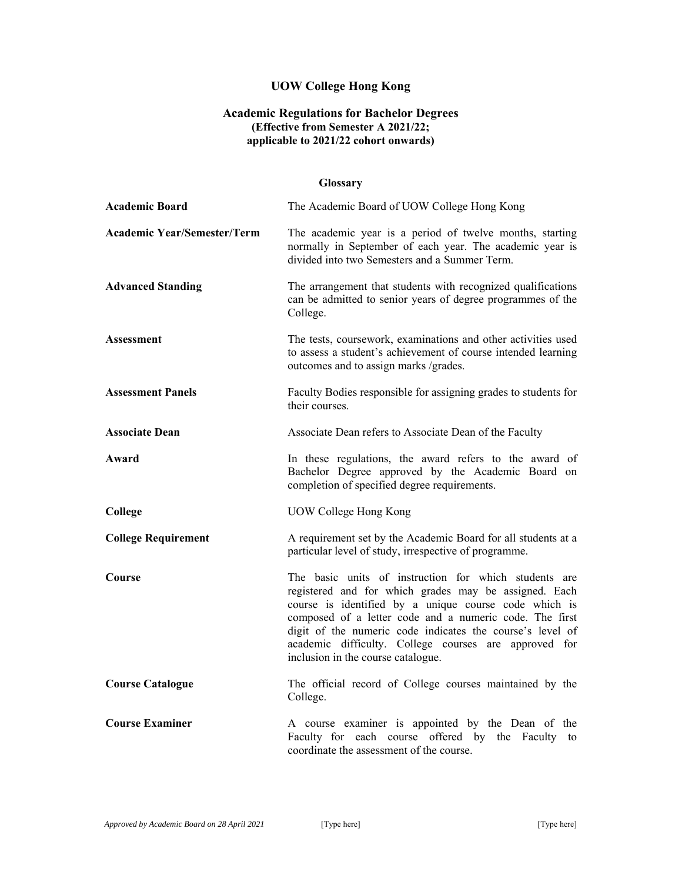# UOW College Hong Kong

## Academic Regulations for Bachelor Degrees

**(Effective from Semester A 2021/22;**
**applicable to 2021/22 cohort onwards)**

### Glossary

| Term | Definition |
|---|---|
| **Academic Board** | The Academic Board of UOW College Hong Kong |
| **Academic Year/Semester/Term** | The academic year is a period of twelve months, starting normally in September of each year. The academic year is divided into two Semesters and a Summer Term. |
| **Advanced Standing** | The arrangement that students with recognized qualifications can be admitted to senior years of degree programmes of the College. |
| **Assessment** | The tests, coursework, examinations and other activities used to assess a student's achievement of course intended learning outcomes and to assign marks /grades. |
| **Assessment Panels** | Faculty Bodies responsible for assigning grades to students for their courses. |
| **Associate Dean** | Associate Dean refers to Associate Dean of the Faculty |
| **Award** | In these regulations, the award refers to the award of Bachelor Degree approved by the Academic Board on completion of specified degree requirements. |
| **College** | UOW College Hong Kong |
| **College Requirement** | A requirement set by the Academic Board for all students at a particular level of study, irrespective of programme. |
| **Course** | The basic units of instruction for which students are registered and for which grades may be assigned. Each course is identified by a unique course code which is composed of a letter code and a numeric code. The first digit of the numeric code indicates the course's level of academic difficulty. College courses are approved for inclusion in the course catalogue. |
| **Course Catalogue** | The official record of College courses maintained by the College. |
| **Course Examiner** | A course examiner is appointed by the Dean of the Faculty for each course offered by the Faculty to coordinate the assessment of the course. |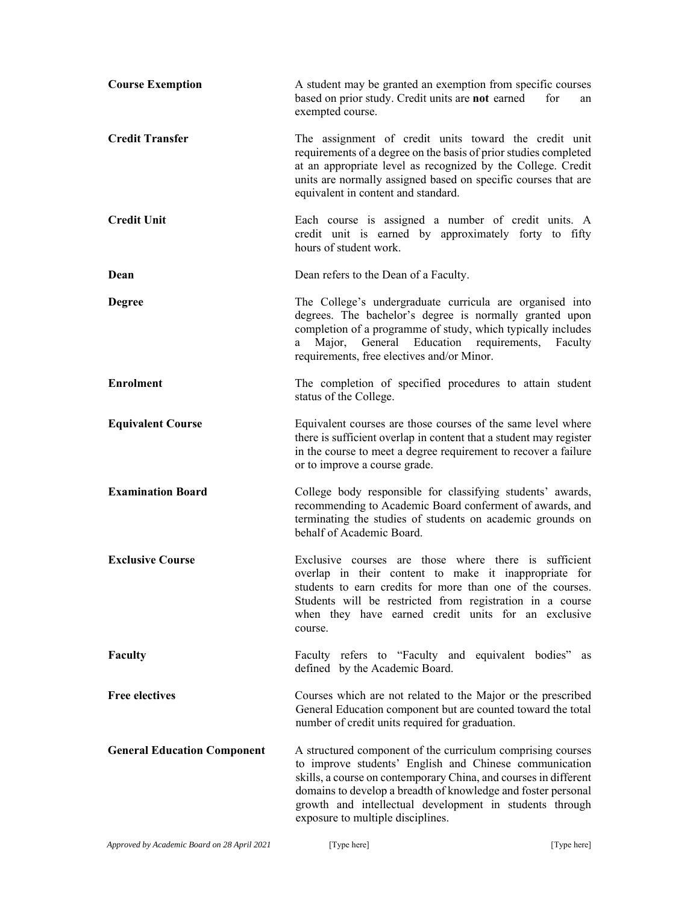**Course Exemption**
A student may be granted an exemption from specific courses based on prior study. Credit units are **not** earned for an exempted course.

**Credit Transfer**
The assignment of credit units toward the credit unit requirements of a degree on the basis of prior studies completed at an appropriate level as recognized by the College. Credit units are normally assigned based on specific courses that are equivalent in content and standard.

**Credit Unit**
Each course is assigned a number of credit units. A credit unit is earned by approximately forty to fifty hours of student work.

**Dean**
Dean refers to the Dean of a Faculty.

**Degree**
The College's undergraduate curricula are organised into degrees. The bachelor's degree is normally granted upon completion of a programme of study, which typically includes a Major, General Education requirements, Faculty requirements, free electives and/or Minor.

**Enrolment**
The completion of specified procedures to attain student status of the College.

**Equivalent Course**
Equivalent courses are those courses of the same level where there is sufficient overlap in content that a student may register in the course to meet a degree requirement to recover a failure or to improve a course grade.

**Examination Board**
College body responsible for classifying students' awards, recommending to Academic Board conferment of awards, and terminating the studies of students on academic grounds on behalf of Academic Board.

**Exclusive Course**
Exclusive courses are those where there is sufficient overlap in their content to make it inappropriate for students to earn credits for more than one of the courses. Students will be restricted from registration in a course when they have earned credit units for an exclusive course.

**Faculty**
Faculty refers to "Faculty and equivalent bodies" as defined by the Academic Board.

**Free electives**
Courses which are not related to the Major or the prescribed General Education component but are counted toward the total number of credit units required for graduation.

**General Education Component**
A structured component of the curriculum comprising courses to improve students' English and Chinese communication skills, a course on contemporary China, and courses in different domains to develop a breadth of knowledge and foster personal growth and intellectual development in students through exposure to multiple disciplines.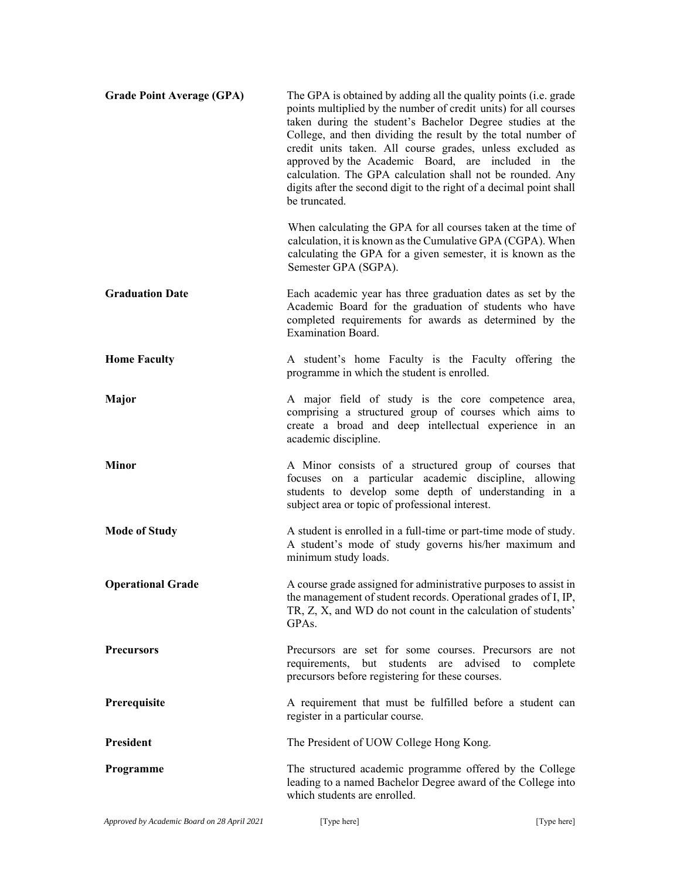**Grade Point Average (GPA)**

The GPA is obtained by adding all the quality points (i.e. grade points multiplied by the number of credit units) for all courses taken during the student's Bachelor Degree studies at the College, and then dividing the result by the total number of credit units taken. All course grades, unless excluded as approved by the Academic Board, are included in the calculation. The GPA calculation shall not be rounded. Any digits after the second digit to the right of a decimal point shall be truncated.

When calculating the GPA for all courses taken at the time of calculation, it is known as the Cumulative GPA (CGPA). When calculating the GPA for a given semester, it is known as the Semester GPA (SGPA).

**Graduation Date**

Each academic year has three graduation dates as set by the Academic Board for the graduation of students who have completed requirements for awards as determined by the Examination Board.

**Home Faculty**

A student's home Faculty is the Faculty offering the programme in which the student is enrolled.

**Major**

A major field of study is the core competence area, comprising a structured group of courses which aims to create a broad and deep intellectual experience in an academic discipline.

**Minor**

A Minor consists of a structured group of courses that focuses on a particular academic discipline, allowing students to develop some depth of understanding in a subject area or topic of professional interest.

**Mode of Study**

A student is enrolled in a full-time or part-time mode of study. A student's mode of study governs his/her maximum and minimum study loads.

**Operational Grade**

A course grade assigned for administrative purposes to assist in the management of student records. Operational grades of I, IP, TR, Z, X, and WD do not count in the calculation of students' GPAs.

**Precursors**

Precursors are set for some courses. Precursors are not requirements, but students are advised to complete precursors before registering for these courses.

**Prerequisite**

A requirement that must be fulfilled before a student can register in a particular course.

**President**

The President of UOW College Hong Kong.

**Programme**

The structured academic programme offered by the College leading to a named Bachelor Degree award of the College into which students are enrolled.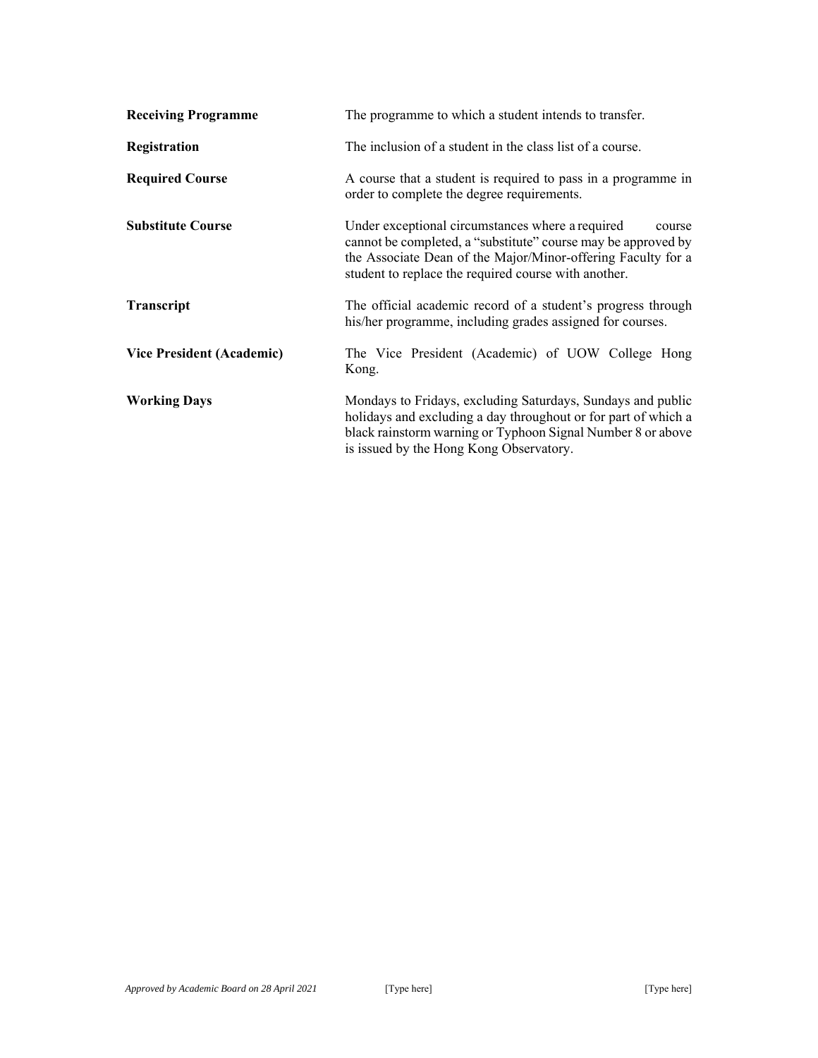| | |
|---|---|
| **Receiving Programme** | The programme to which a student intends to transfer. |
| **Registration** | The inclusion of a student in the class list of a course. |
| **Required Course** | A course that a student is required to pass in a programme in order to complete the degree requirements. |
| **Substitute Course** | Under exceptional circumstances where a required course cannot be completed, a "substitute" course may be approved by the Associate Dean of the Major/Minor-offering Faculty for a student to replace the required course with another. |
| **Transcript** | The official academic record of a student's progress through his/her programme, including grades assigned for courses. |
| **Vice President (Academic)** | The Vice President (Academic) of UOW College Hong Kong. |
| **Working Days** | Mondays to Fridays, excluding Saturdays, Sundays and public holidays and excluding a day throughout or for part of which a black rainstorm warning or Typhoon Signal Number 8 or above is issued by the Hong Kong Observatory. |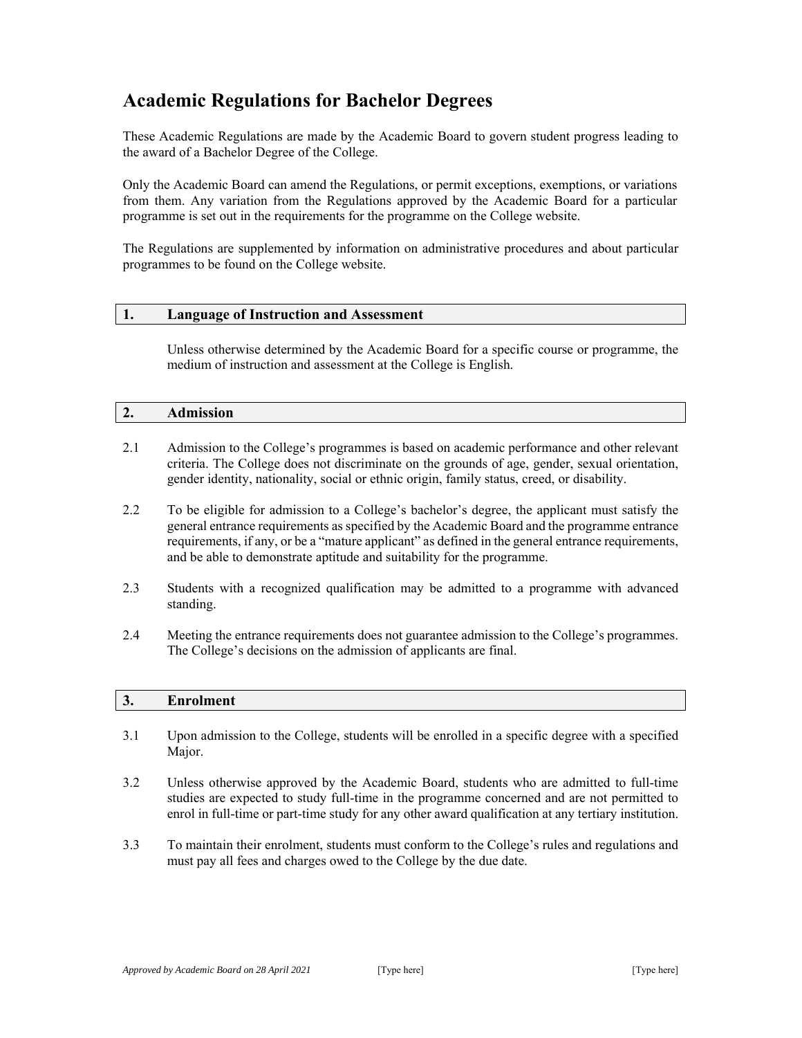# Academic Regulations for Bachelor Degrees

These Academic Regulations are made by the Academic Board to govern student progress leading to the award of a Bachelor Degree of the College.

Only the Academic Board can amend the Regulations, or permit exceptions, exemptions, or variations from them. Any variation from the Regulations approved by the Academic Board for a particular programme is set out in the requirements for the programme on the College website.

The Regulations are supplemented by information on administrative procedures and about particular programmes to be found on the College website.

## 1. Language of Instruction and Assessment

Unless otherwise determined by the Academic Board for a specific course or programme, the medium of instruction and assessment at the College is English.

## 2. Admission

2.1 Admission to the College's programmes is based on academic performance and other relevant criteria. The College does not discriminate on the grounds of age, gender, sexual orientation, gender identity, nationality, social or ethnic origin, family status, creed, or disability.

2.2 To be eligible for admission to a College's bachelor's degree, the applicant must satisfy the general entrance requirements as specified by the Academic Board and the programme entrance requirements, if any, or be a "mature applicant" as defined in the general entrance requirements, and be able to demonstrate aptitude and suitability for the programme.

2.3 Students with a recognized qualification may be admitted to a programme with advanced standing.

2.4 Meeting the entrance requirements does not guarantee admission to the College's programmes. The College's decisions on the admission of applicants are final.

## 3. Enrolment

3.1 Upon admission to the College, students will be enrolled in a specific degree with a specified Major.

3.2 Unless otherwise approved by the Academic Board, students who are admitted to full-time studies are expected to study full-time in the programme concerned and are not permitted to enrol in full-time or part-time study for any other award qualification at any tertiary institution.

3.3 To maintain their enrolment, students must conform to the College's rules and regulations and must pay all fees and charges owed to the College by the due date.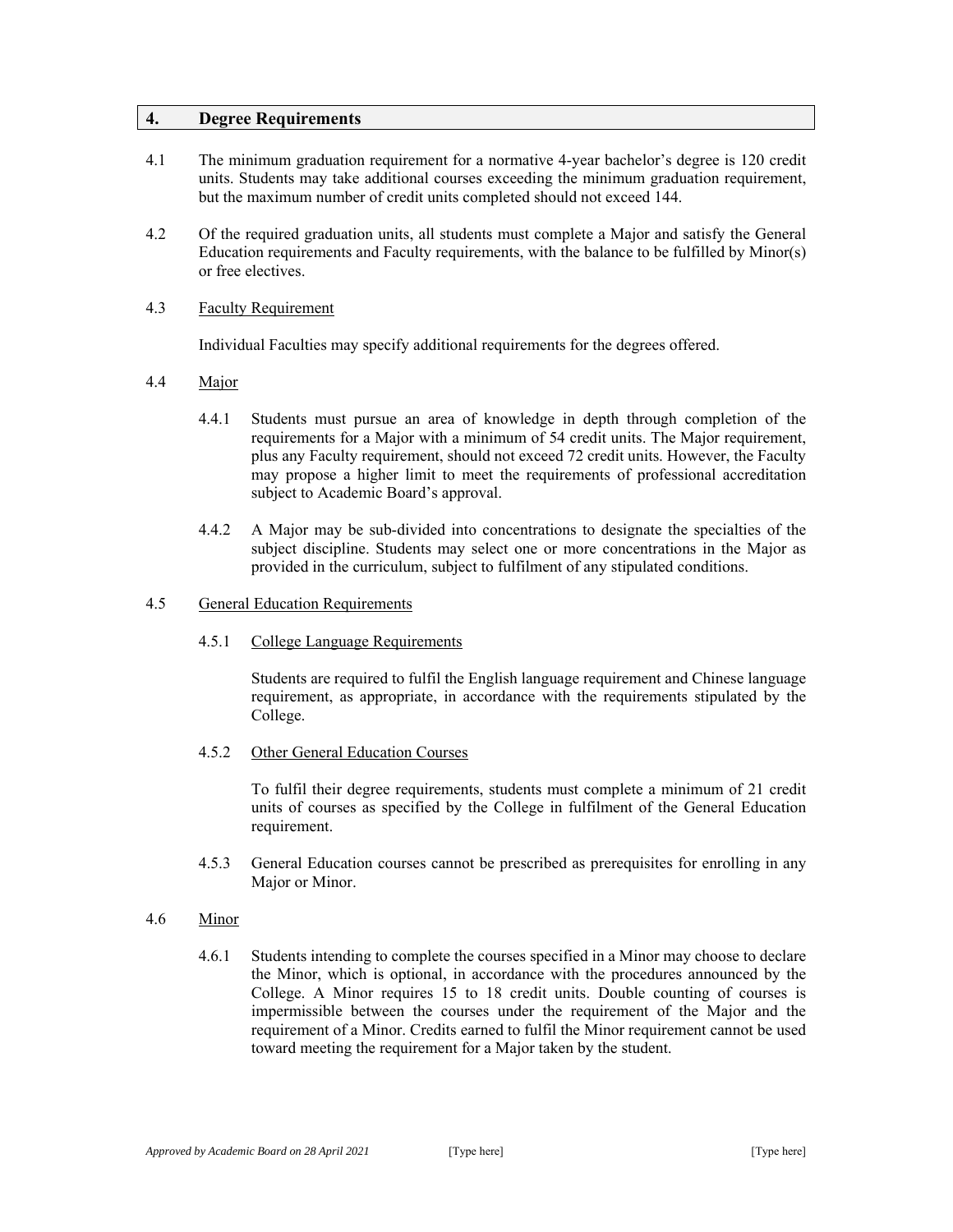## 4. Degree Requirements

4.1 The minimum graduation requirement for a normative 4-year bachelor's degree is 120 credit units. Students may take additional courses exceeding the minimum graduation requirement, but the maximum number of credit units completed should not exceed 144.

4.2 Of the required graduation units, all students must complete a Major and satisfy the General Education requirements and Faculty requirements, with the balance to be fulfilled by Minor(s) or free electives.

4.3 Faculty Requirement

Individual Faculties may specify additional requirements for the degrees offered.

4.4 Major

4.4.1 Students must pursue an area of knowledge in depth through completion of the requirements for a Major with a minimum of 54 credit units. The Major requirement, plus any Faculty requirement, should not exceed 72 credit units. However, the Faculty may propose a higher limit to meet the requirements of professional accreditation subject to Academic Board's approval.

4.4.2 A Major may be sub-divided into concentrations to designate the specialties of the subject discipline. Students may select one or more concentrations in the Major as provided in the curriculum, subject to fulfilment of any stipulated conditions.

4.5 General Education Requirements

4.5.1 College Language Requirements

Students are required to fulfil the English language requirement and Chinese language requirement, as appropriate, in accordance with the requirements stipulated by the College.

4.5.2 Other General Education Courses

To fulfil their degree requirements, students must complete a minimum of 21 credit units of courses as specified by the College in fulfilment of the General Education requirement.

4.5.3 General Education courses cannot be prescribed as prerequisites for enrolling in any Major or Minor.

4.6 Minor

4.6.1 Students intending to complete the courses specified in a Minor may choose to declare the Minor, which is optional, in accordance with the procedures announced by the College. A Minor requires 15 to 18 credit units. Double counting of courses is impermissible between the courses under the requirement of the Major and the requirement of a Minor. Credits earned to fulfil the Minor requirement cannot be used toward meeting the requirement for a Major taken by the student.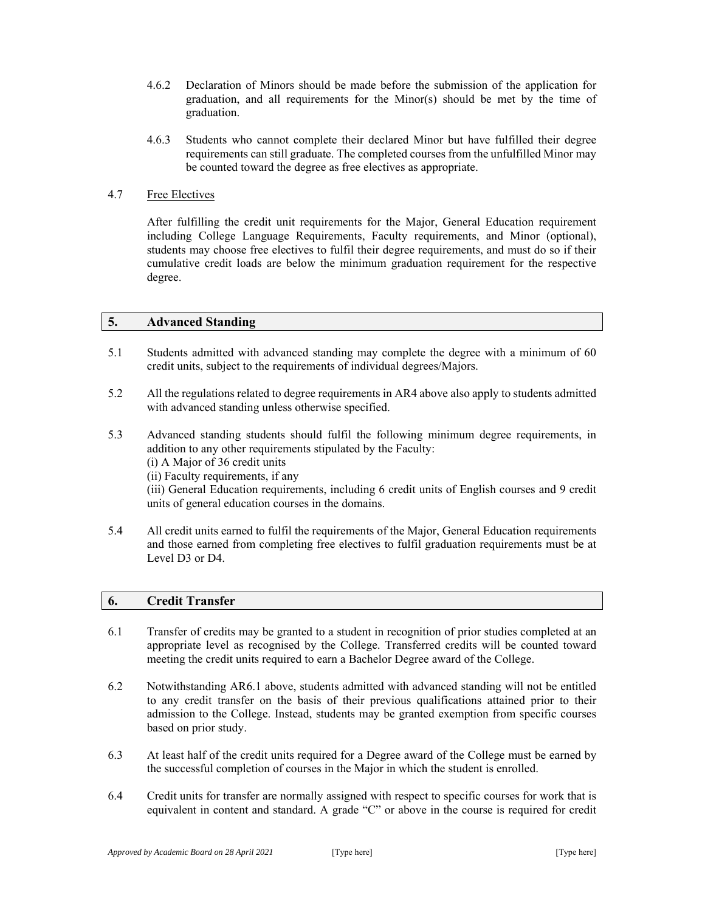4.6.2 Declaration of Minors should be made before the submission of the application for graduation, and all requirements for the Minor(s) should be met by the time of graduation.

4.6.3 Students who cannot complete their declared Minor but have fulfilled their degree requirements can still graduate. The completed courses from the unfulfilled Minor may be counted toward the degree as free electives as appropriate.

4.7 Free Electives

After fulfilling the credit unit requirements for the Major, General Education requirement including College Language Requirements, Faculty requirements, and Minor (optional), students may choose free electives to fulfil their degree requirements, and must do so if their cumulative credit loads are below the minimum graduation requirement for the respective degree.

## 5. Advanced Standing

5.1 Students admitted with advanced standing may complete the degree with a minimum of 60 credit units, subject to the requirements of individual degrees/Majors.

5.2 All the regulations related to degree requirements in AR4 above also apply to students admitted with advanced standing unless otherwise specified.

5.3 Advanced standing students should fulfil the following minimum degree requirements, in addition to any other requirements stipulated by the Faculty:
(i) A Major of 36 credit units
(ii) Faculty requirements, if any
(iii) General Education requirements, including 6 credit units of English courses and 9 credit units of general education courses in the domains.

5.4 All credit units earned to fulfil the requirements of the Major, General Education requirements and those earned from completing free electives to fulfil graduation requirements must be at Level D3 or D4.

## 6. Credit Transfer

6.1 Transfer of credits may be granted to a student in recognition of prior studies completed at an appropriate level as recognised by the College. Transferred credits will be counted toward meeting the credit units required to earn a Bachelor Degree award of the College.

6.2 Notwithstanding AR6.1 above, students admitted with advanced standing will not be entitled to any credit transfer on the basis of their previous qualifications attained prior to their admission to the College. Instead, students may be granted exemption from specific courses based on prior study.

6.3 At least half of the credit units required for a Degree award of the College must be earned by the successful completion of courses in the Major in which the student is enrolled.

6.4 Credit units for transfer are normally assigned with respect to specific courses for work that is equivalent in content and standard. A grade "C" or above in the course is required for credit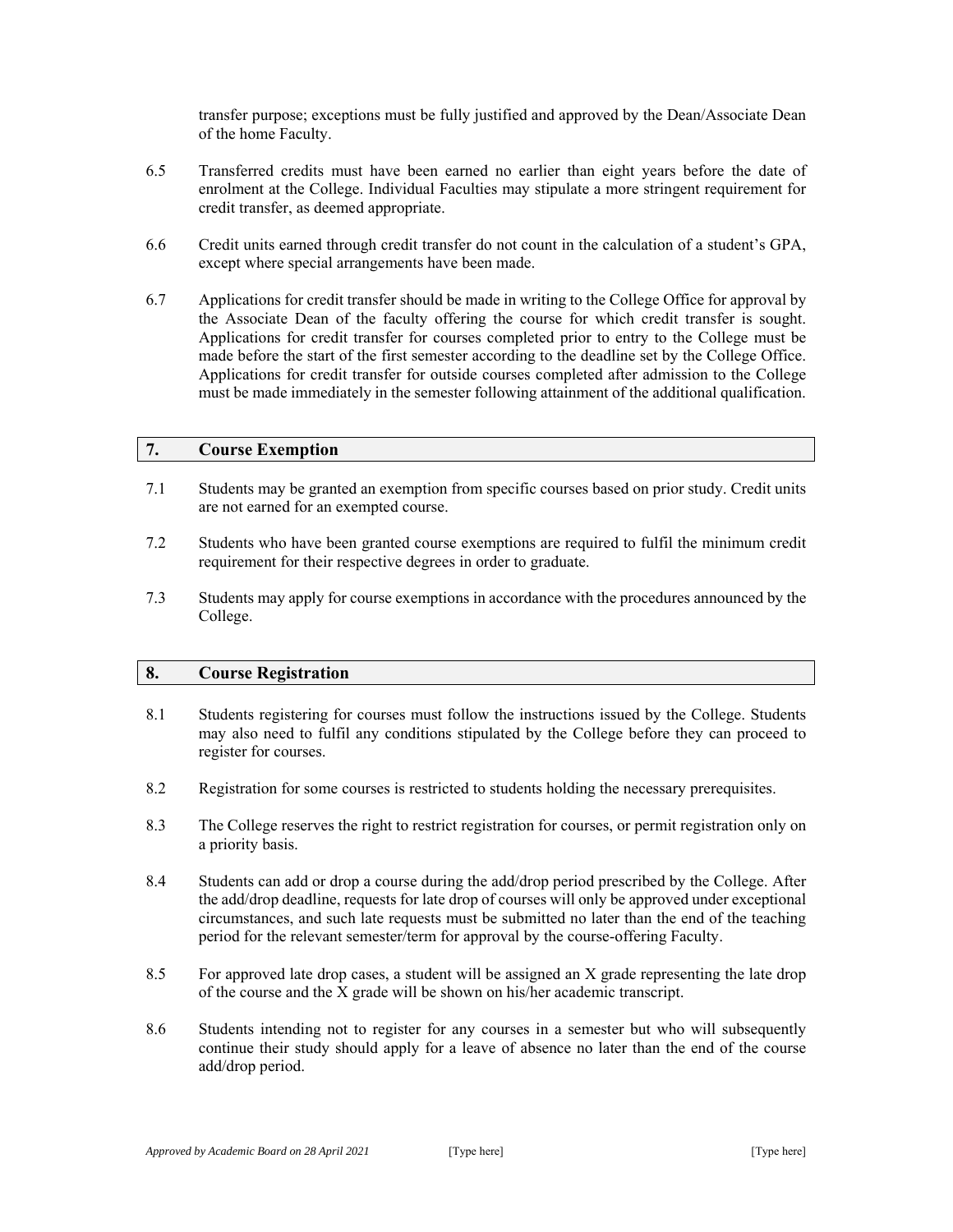transfer purpose; exceptions must be fully justified and approved by the Dean/Associate Dean of the home Faculty.

6.5 Transferred credits must have been earned no earlier than eight years before the date of enrolment at the College. Individual Faculties may stipulate a more stringent requirement for credit transfer, as deemed appropriate.

6.6 Credit units earned through credit transfer do not count in the calculation of a student's GPA, except where special arrangements have been made.

6.7 Applications for credit transfer should be made in writing to the College Office for approval by the Associate Dean of the faculty offering the course for which credit transfer is sought. Applications for credit transfer for courses completed prior to entry to the College must be made before the start of the first semester according to the deadline set by the College Office. Applications for credit transfer for outside courses completed after admission to the College must be made immediately in the semester following attainment of the additional qualification.

## 7. Course Exemption

7.1 Students may be granted an exemption from specific courses based on prior study. Credit units are not earned for an exempted course.

7.2 Students who have been granted course exemptions are required to fulfil the minimum credit requirement for their respective degrees in order to graduate.

7.3 Students may apply for course exemptions in accordance with the procedures announced by the College.

## 8. Course Registration

8.1 Students registering for courses must follow the instructions issued by the College. Students may also need to fulfil any conditions stipulated by the College before they can proceed to register for courses.

8.2 Registration for some courses is restricted to students holding the necessary prerequisites.

8.3 The College reserves the right to restrict registration for courses, or permit registration only on a priority basis.

8.4 Students can add or drop a course during the add/drop period prescribed by the College. After the add/drop deadline, requests for late drop of courses will only be approved under exceptional circumstances, and such late requests must be submitted no later than the end of the teaching period for the relevant semester/term for approval by the course-offering Faculty.

8.5 For approved late drop cases, a student will be assigned an X grade representing the late drop of the course and the X grade will be shown on his/her academic transcript.

8.6 Students intending not to register for any courses in a semester but who will subsequently continue their study should apply for a leave of absence no later than the end of the course add/drop period.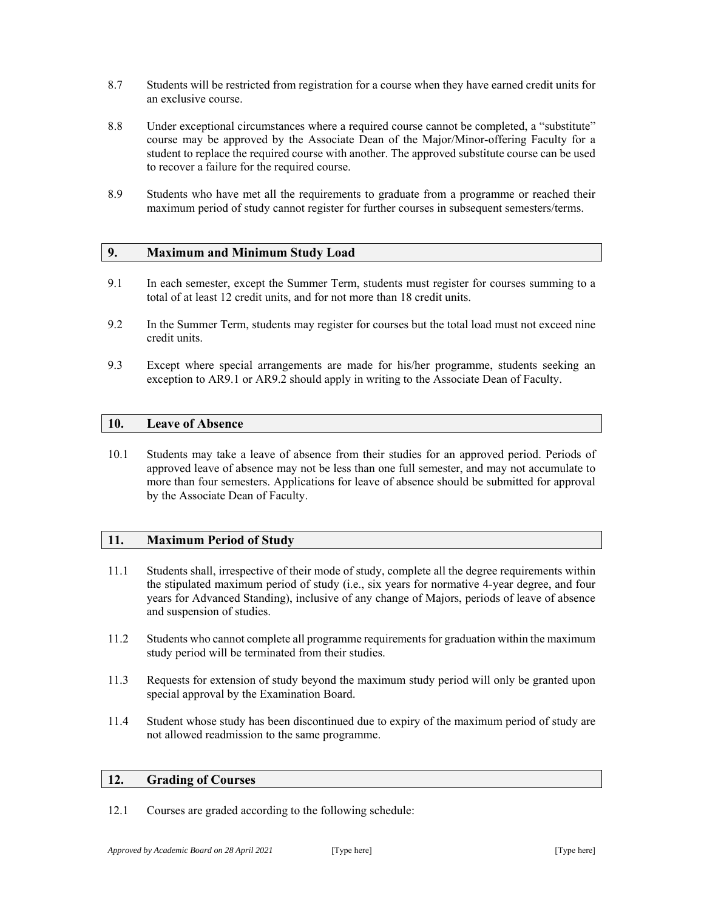8.7 Students will be restricted from registration for a course when they have earned credit units for an exclusive course.

8.8 Under exceptional circumstances where a required course cannot be completed, a "substitute" course may be approved by the Associate Dean of the Major/Minor-offering Faculty for a student to replace the required course with another. The approved substitute course can be used to recover a failure for the required course.

8.9 Students who have met all the requirements to graduate from a programme or reached their maximum period of study cannot register for further courses in subsequent semesters/terms.

## 9. Maximum and Minimum Study Load

9.1 In each semester, except the Summer Term, students must register for courses summing to a total of at least 12 credit units, and for not more than 18 credit units.

9.2 In the Summer Term, students may register for courses but the total load must not exceed nine credit units.

9.3 Except where special arrangements are made for his/her programme, students seeking an exception to AR9.1 or AR9.2 should apply in writing to the Associate Dean of Faculty.

## 10. Leave of Absence

10.1 Students may take a leave of absence from their studies for an approved period. Periods of approved leave of absence may not be less than one full semester, and may not accumulate to more than four semesters. Applications for leave of absence should be submitted for approval by the Associate Dean of Faculty.

## 11. Maximum Period of Study

11.1 Students shall, irrespective of their mode of study, complete all the degree requirements within the stipulated maximum period of study (i.e., six years for normative 4-year degree, and four years for Advanced Standing), inclusive of any change of Majors, periods of leave of absence and suspension of studies.

11.2 Students who cannot complete all programme requirements for graduation within the maximum study period will be terminated from their studies.

11.3 Requests for extension of study beyond the maximum study period will only be granted upon special approval by the Examination Board.

11.4 Student whose study has been discontinued due to expiry of the maximum period of study are not allowed readmission to the same programme.

## 12. Grading of Courses

12.1 Courses are graded according to the following schedule: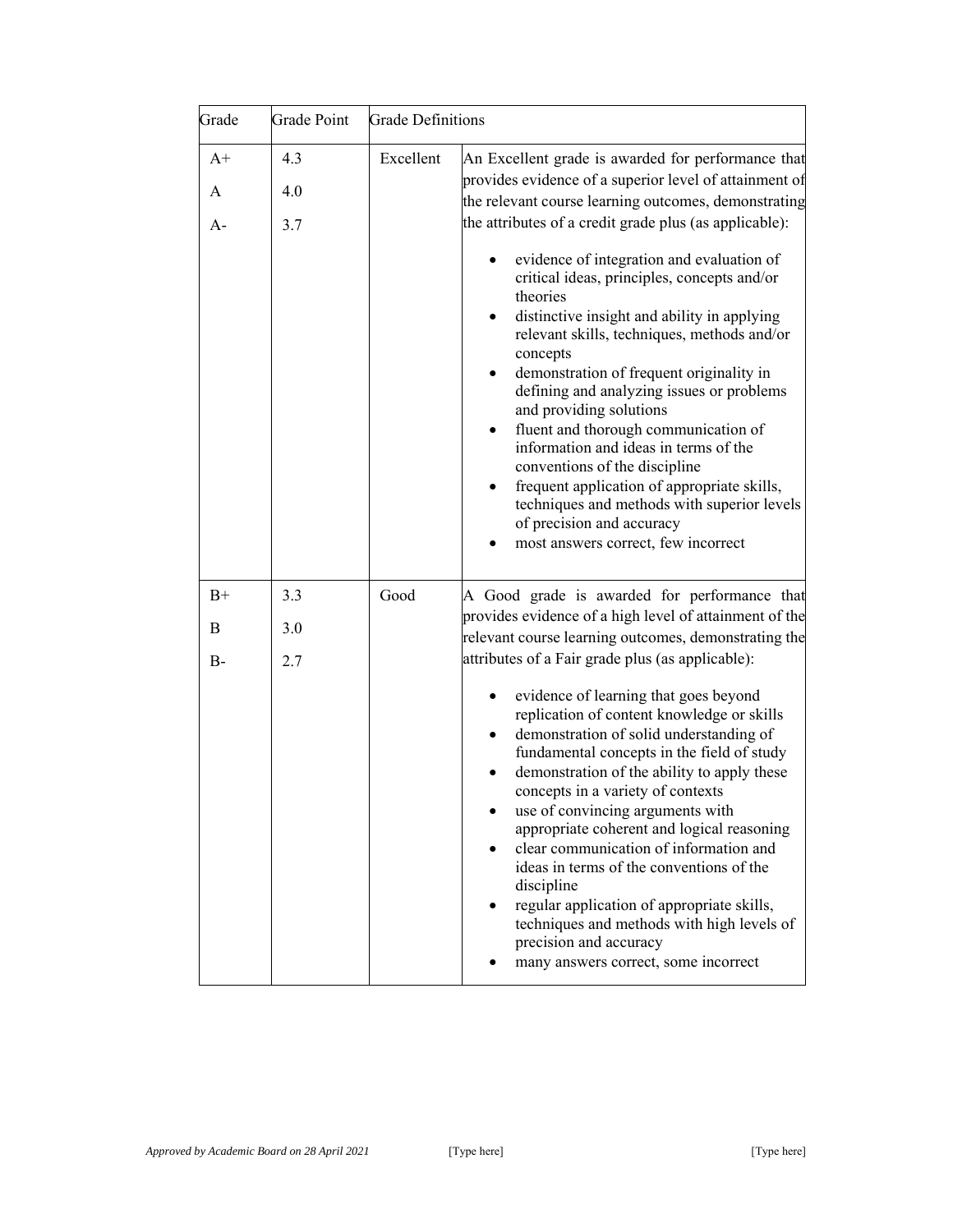| Grade | Grade Point | Grade Definitions | |
|---|---|---|---|
| A+<br>A<br>A- | 4.3<br>4.0<br>3.7 | Excellent | An Excellent grade is awarded for performance that provides evidence of a superior level of attainment of the relevant course learning outcomes, demonstrating the attributes of a credit grade plus (as applicable):<br>• evidence of integration and evaluation of critical ideas, principles, concepts and/or theories<br>• distinctive insight and ability in applying relevant skills, techniques, methods and/or concepts<br>• demonstration of frequent originality in defining and analyzing issues or problems and providing solutions<br>• fluent and thorough communication of information and ideas in terms of the conventions of the discipline<br>• frequent application of appropriate skills, techniques and methods with superior levels of precision and accuracy<br>• most answers correct, few incorrect |
| B+<br>B<br>B- | 3.3<br>3.0<br>2.7 | Good | A Good grade is awarded for performance that provides evidence of a high level of attainment of the relevant course learning outcomes, demonstrating the attributes of a Fair grade plus (as applicable):<br>• evidence of learning that goes beyond replication of content knowledge or skills<br>• demonstration of solid understanding of fundamental concepts in the field of study<br>• demonstration of the ability to apply these concepts in a variety of contexts<br>• use of convincing arguments with appropriate coherent and logical reasoning<br>• clear communication of information and ideas in terms of the conventions of the discipline<br>• regular application of appropriate skills, techniques and methods with high levels of precision and accuracy<br>• many answers correct, some incorrect |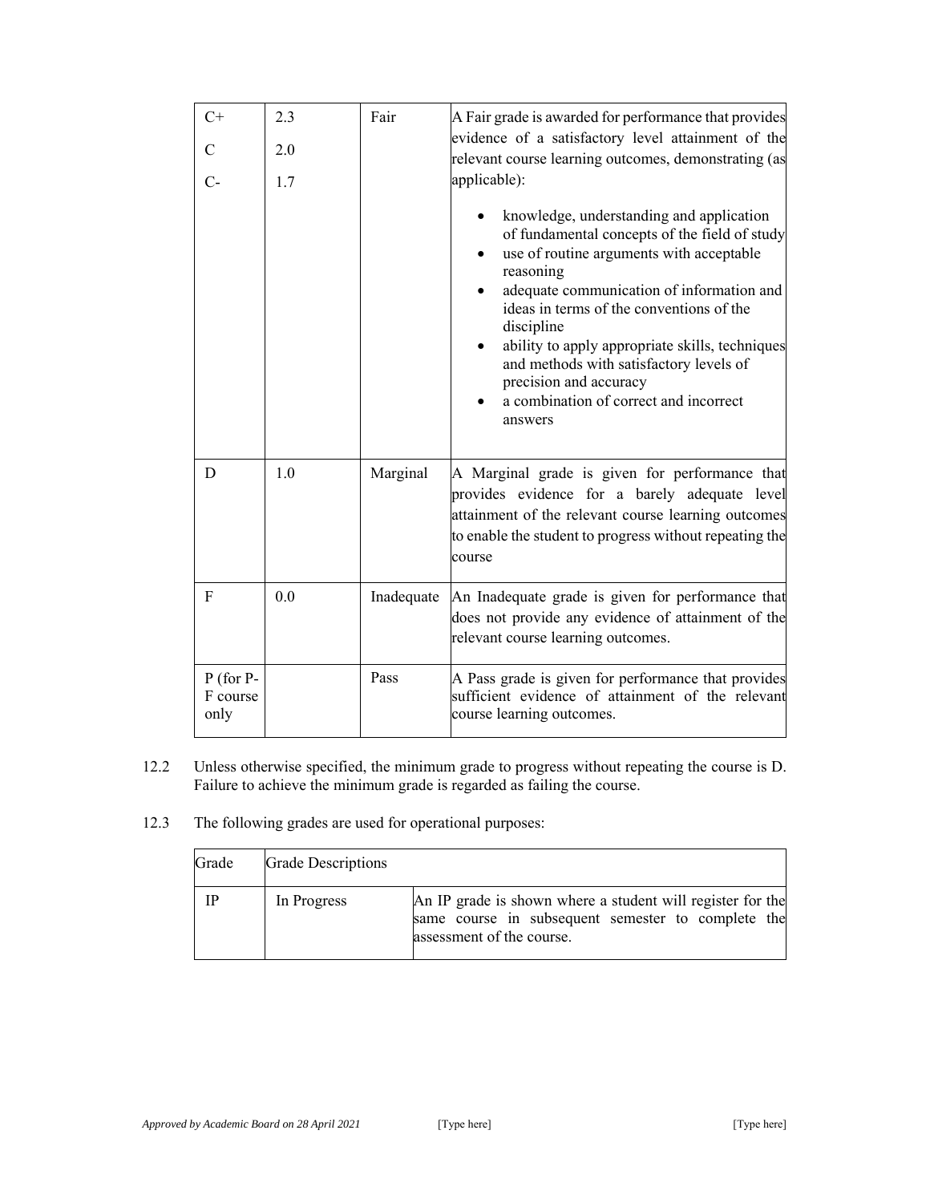| | | | |
|---|---|---|---|
| C+<br>C<br>C- | 2.3<br>2.0<br>1.7 | Fair | A Fair grade is awarded for performance that provides evidence of a satisfactory level attainment of the relevant course learning outcomes, demonstrating (as applicable):<br>• knowledge, understanding and application of fundamental concepts of the field of study<br>• use of routine arguments with acceptable reasoning<br>• adequate communication of information and ideas in terms of the conventions of the discipline<br>• ability to apply appropriate skills, techniques and methods with satisfactory levels of precision and accuracy<br>• a combination of correct and incorrect answers |
| D | 1.0 | Marginal | A Marginal grade is given for performance that provides evidence for a barely adequate level attainment of the relevant course learning outcomes to enable the student to progress without repeating the course |
| F | 0.0 | Inadequate | An Inadequate grade is given for performance that does not provide any evidence of attainment of the relevant course learning outcomes. |
| P (for P-F course only | | Pass | A Pass grade is given for performance that provides sufficient evidence of attainment of the relevant course learning outcomes. |

12.2 Unless otherwise specified, the minimum grade to progress without repeating the course is D. Failure to achieve the minimum grade is regarded as failing the course.

12.3 The following grades are used for operational purposes:

| Grade | Grade Descriptions | |
|---|---|---|
| IP | In Progress | An IP grade is shown where a student will register for the same course in subsequent semester to complete the assessment of the course. |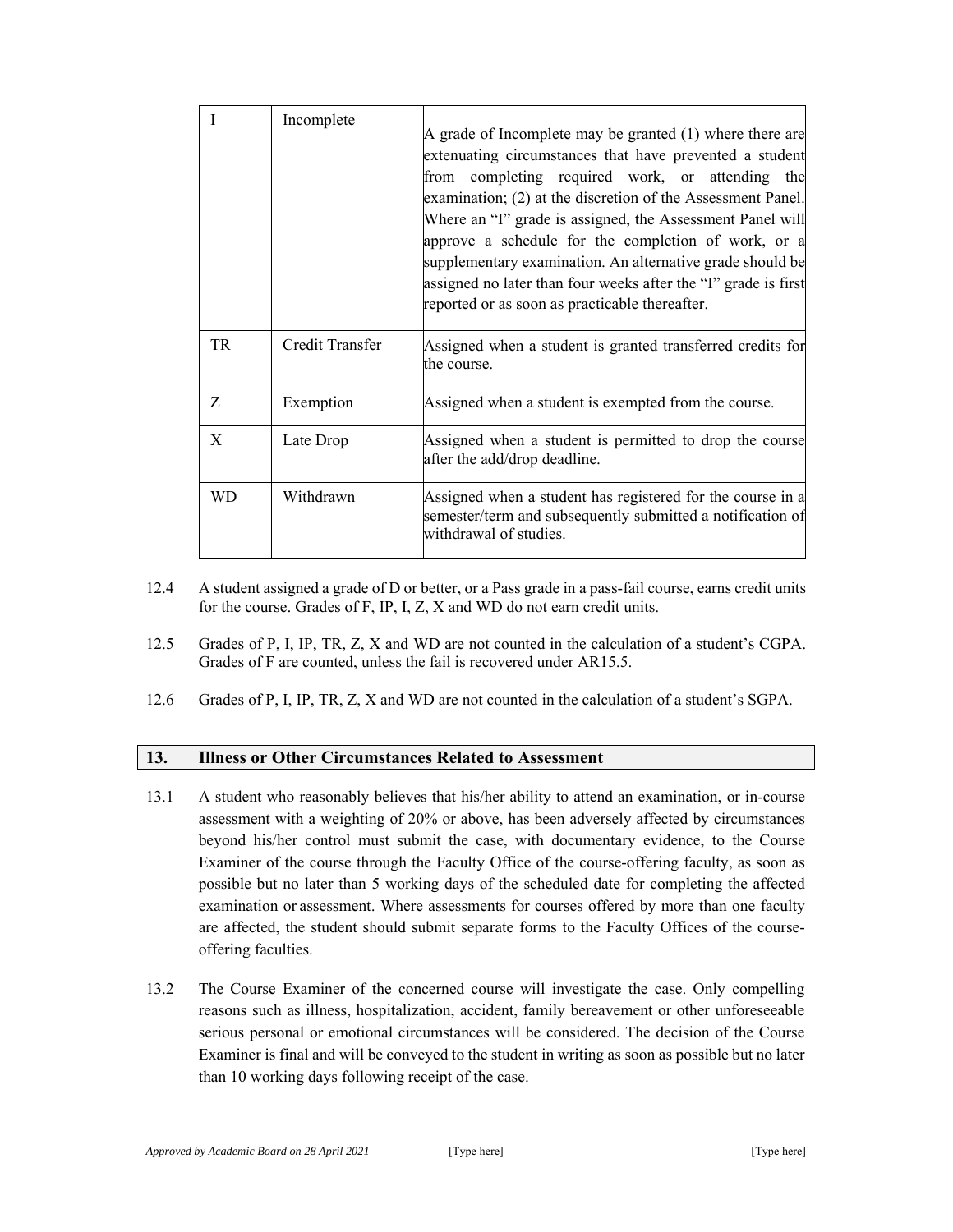| I | Incomplete | A grade of Incomplete may be granted (1) where there are extenuating circumstances that have prevented a student from completing required work, or attending the examination; (2) at the discretion of the Assessment Panel. Where an "I" grade is assigned, the Assessment Panel will approve a schedule for the completion of work, or a supplementary examination. An alternative grade should be assigned no later than four weeks after the "I" grade is first reported or as soon as practicable thereafter. |
|---|---|---|
| TR | Credit Transfer | Assigned when a student is granted transferred credits for the course. |
| Z | Exemption | Assigned when a student is exempted from the course. |
| X | Late Drop | Assigned when a student is permitted to drop the course after the add/drop deadline. |
| WD | Withdrawn | Assigned when a student has registered for the course in a semester/term and subsequently submitted a notification of withdrawal of studies. |

12.4 A student assigned a grade of D or better, or a Pass grade in a pass-fail course, earns credit units for the course. Grades of F, IP, I, Z, X and WD do not earn credit units.

12.5 Grades of P, I, IP, TR, Z, X and WD are not counted in the calculation of a student's CGPA. Grades of F are counted, unless the fail is recovered under AR15.5.

12.6 Grades of P, I, IP, TR, Z, X and WD are not counted in the calculation of a student's SGPA.

## 13. Illness or Other Circumstances Related to Assessment

13.1 A student who reasonably believes that his/her ability to attend an examination, or in-course assessment with a weighting of 20% or above, has been adversely affected by circumstances beyond his/her control must submit the case, with documentary evidence, to the Course Examiner of the course through the Faculty Office of the course-offering faculty, as soon as possible but no later than 5 working days of the scheduled date for completing the affected examination or assessment. Where assessments for courses offered by more than one faculty are affected, the student should submit separate forms to the Faculty Offices of the course-offering faculties.

13.2 The Course Examiner of the concerned course will investigate the case. Only compelling reasons such as illness, hospitalization, accident, family bereavement or other unforeseeable serious personal or emotional circumstances will be considered. The decision of the Course Examiner is final and will be conveyed to the student in writing as soon as possible but no later than 10 working days following receipt of the case.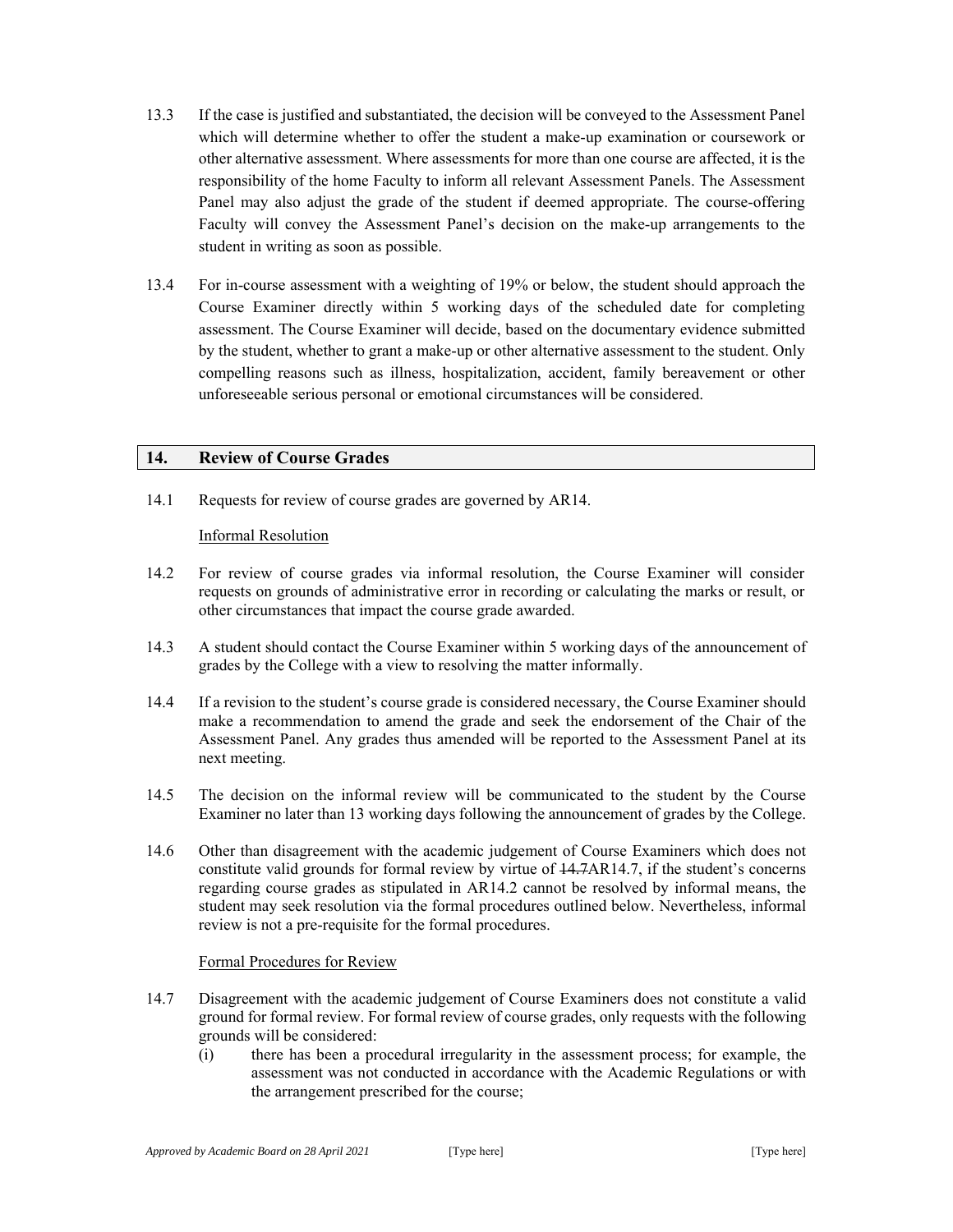13.3 If the case is justified and substantiated, the decision will be conveyed to the Assessment Panel which will determine whether to offer the student a make-up examination or coursework or other alternative assessment. Where assessments for more than one course are affected, it is the responsibility of the home Faculty to inform all relevant Assessment Panels. The Assessment Panel may also adjust the grade of the student if deemed appropriate. The course-offering Faculty will convey the Assessment Panel's decision on the make-up arrangements to the student in writing as soon as possible.

13.4 For in-course assessment with a weighting of 19% or below, the student should approach the Course Examiner directly within 5 working days of the scheduled date for completing assessment. The Course Examiner will decide, based on the documentary evidence submitted by the student, whether to grant a make-up or other alternative assessment to the student. Only compelling reasons such as illness, hospitalization, accident, family bereavement or other unforeseeable serious personal or emotional circumstances will be considered.

## 14. Review of Course Grades

14.1 Requests for review of course grades are governed by AR14.

Informal Resolution

14.2 For review of course grades via informal resolution, the Course Examiner will consider requests on grounds of administrative error in recording or calculating the marks or result, or other circumstances that impact the course grade awarded.

14.3 A student should contact the Course Examiner within 5 working days of the announcement of grades by the College with a view to resolving the matter informally.

14.4 If a revision to the student's course grade is considered necessary, the Course Examiner should make a recommendation to amend the grade and seek the endorsement of the Chair of the Assessment Panel. Any grades thus amended will be reported to the Assessment Panel at its next meeting.

14.5 The decision on the informal review will be communicated to the student by the Course Examiner no later than 13 working days following the announcement of grades by the College.

14.6 Other than disagreement with the academic judgement of Course Examiners which does not constitute valid grounds for formal review by virtue of ~~14.7~~AR14.7, if the student's concerns regarding course grades as stipulated in AR14.2 cannot be resolved by informal means, the student may seek resolution via the formal procedures outlined below. Nevertheless, informal review is not a pre-requisite for the formal procedures.

Formal Procedures for Review

14.7 Disagreement with the academic judgement of Course Examiners does not constitute a valid ground for formal review. For formal review of course grades, only requests with the following grounds will be considered:

(i) there has been a procedural irregularity in the assessment process; for example, the assessment was not conducted in accordance with the Academic Regulations or with the arrangement prescribed for the course;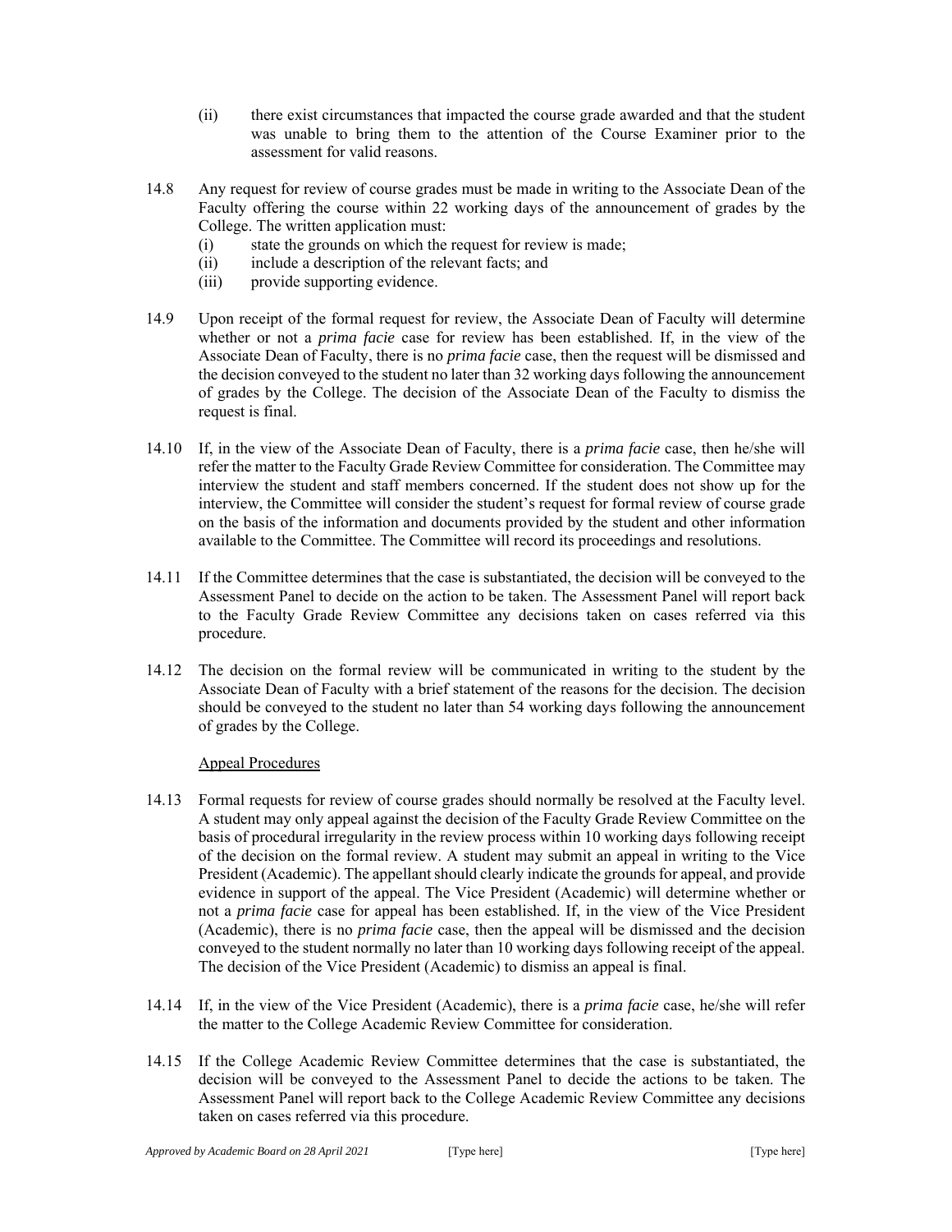(ii) there exist circumstances that impacted the course grade awarded and that the student was unable to bring them to the attention of the Course Examiner prior to the assessment for valid reasons.

14.8 Any request for review of course grades must be made in writing to the Associate Dean of the Faculty offering the course within 22 working days of the announcement of grades by the College. The written application must:

(i) state the grounds on which the request for review is made;
(ii) include a description of the relevant facts; and
(iii) provide supporting evidence.

14.9 Upon receipt of the formal request for review, the Associate Dean of Faculty will determine whether or not a *prima facie* case for review has been established. If, in the view of the Associate Dean of Faculty, there is no *prima facie* case, then the request will be dismissed and the decision conveyed to the student no later than 32 working days following the announcement of grades by the College. The decision of the Associate Dean of the Faculty to dismiss the request is final.

14.10 If, in the view of the Associate Dean of Faculty, there is a *prima facie* case, then he/she will refer the matter to the Faculty Grade Review Committee for consideration. The Committee may interview the student and staff members concerned. If the student does not show up for the interview, the Committee will consider the student's request for formal review of course grade on the basis of the information and documents provided by the student and other information available to the Committee. The Committee will record its proceedings and resolutions.

14.11 If the Committee determines that the case is substantiated, the decision will be conveyed to the Assessment Panel to decide on the action to be taken. The Assessment Panel will report back to the Faculty Grade Review Committee any decisions taken on cases referred via this procedure.

14.12 The decision on the formal review will be communicated in writing to the student by the Associate Dean of Faculty with a brief statement of the reasons for the decision. The decision should be conveyed to the student no later than 54 working days following the announcement of grades by the College.

Appeal Procedures

14.13 Formal requests for review of course grades should normally be resolved at the Faculty level. A student may only appeal against the decision of the Faculty Grade Review Committee on the basis of procedural irregularity in the review process within 10 working days following receipt of the decision on the formal review. A student may submit an appeal in writing to the Vice President (Academic). The appellant should clearly indicate the grounds for appeal, and provide evidence in support of the appeal. The Vice President (Academic) will determine whether or not a *prima facie* case for appeal has been established. If, in the view of the Vice President (Academic), there is no *prima facie* case, then the appeal will be dismissed and the decision conveyed to the student normally no later than 10 working days following receipt of the appeal. The decision of the Vice President (Academic) to dismiss an appeal is final.

14.14 If, in the view of the Vice President (Academic), there is a *prima facie* case, he/she will refer the matter to the College Academic Review Committee for consideration.

14.15 If the College Academic Review Committee determines that the case is substantiated, the decision will be conveyed to the Assessment Panel to decide the actions to be taken. The Assessment Panel will report back to the College Academic Review Committee any decisions taken on cases referred via this procedure.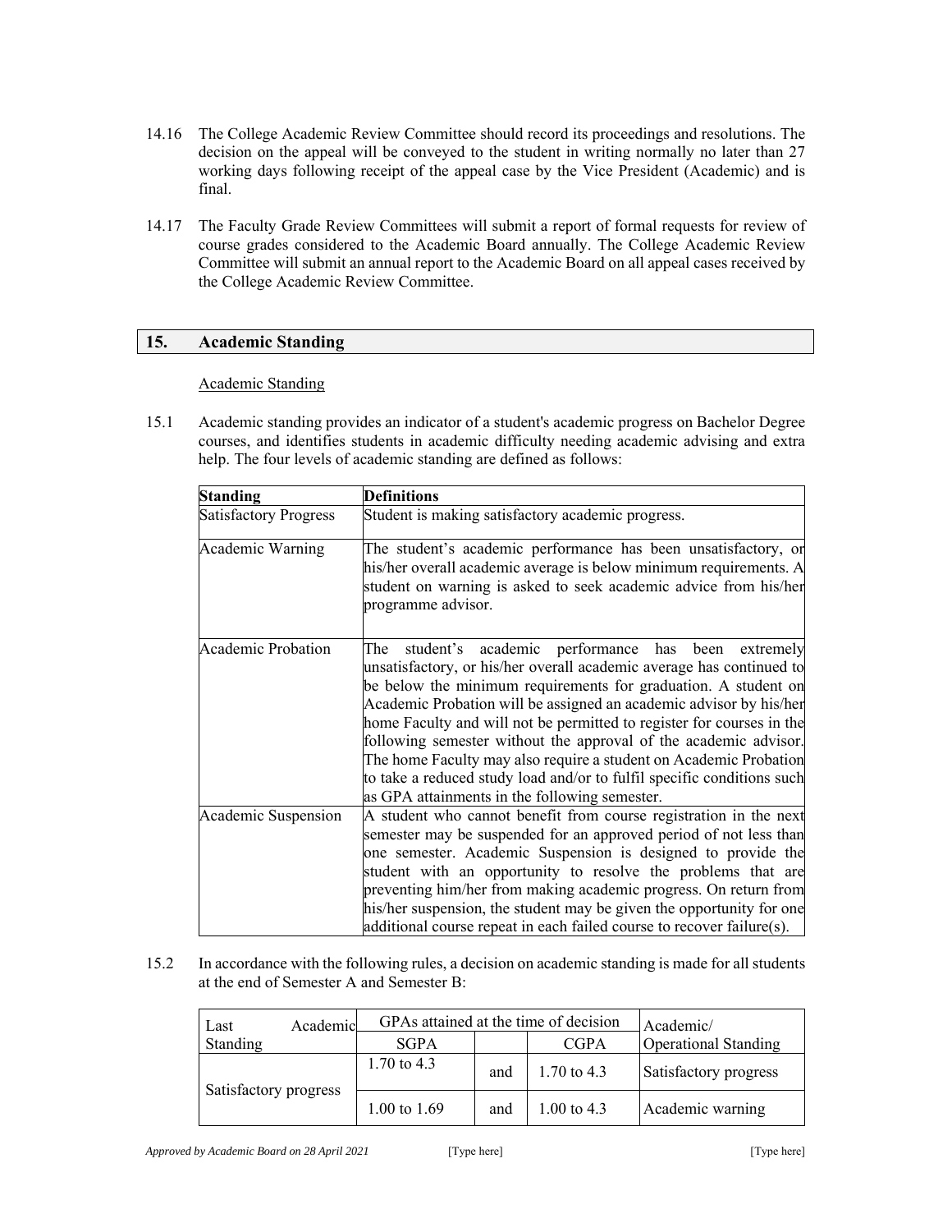14.16 The College Academic Review Committee should record its proceedings and resolutions. The decision on the appeal will be conveyed to the student in writing normally no later than 27 working days following receipt of the appeal case by the Vice President (Academic) and is final.

14.17 The Faculty Grade Review Committees will submit a report of formal requests for review of course grades considered to the Academic Board annually. The College Academic Review Committee will submit an annual report to the Academic Board on all appeal cases received by the College Academic Review Committee.

## 15. Academic Standing

Academic Standing

15.1 Academic standing provides an indicator of a student's academic progress on Bachelor Degree courses, and identifies students in academic difficulty needing academic advising and extra help. The four levels of academic standing are defined as follows:

| Standing | Definitions |
|---|---|
| Satisfactory Progress | Student is making satisfactory academic progress. |
| Academic Warning | The student's academic performance has been unsatisfactory, or his/her overall academic average is below minimum requirements. A student on warning is asked to seek academic advice from his/her programme advisor. |
| Academic Probation | The student's academic performance has been extremely unsatisfactory, or his/her overall academic average has continued to be below the minimum requirements for graduation. A student on Academic Probation will be assigned an academic advisor by his/her home Faculty and will not be permitted to register for courses in the following semester without the approval of the academic advisor. The home Faculty may also require a student on Academic Probation to take a reduced study load and/or to fulfil specific conditions such as GPA attainments in the following semester. |
| Academic Suspension | A student who cannot benefit from course registration in the next semester may be suspended for an approved period of not less than one semester. Academic Suspension is designed to provide the student with an opportunity to resolve the problems that are preventing him/her from making academic progress. On return from his/her suspension, the student may be given the opportunity for one additional course repeat in each failed course to recover failure(s). |

15.2 In accordance with the following rules, a decision on academic standing is made for all students at the end of Semester A and Semester B:

| Last Academic Standing | GPAs attained at the time of decision | | | Academic/ Operational Standing |
|---|---|---|---|---|
| | SGPA | | CGPA | |
| Satisfactory progress | 1.70 to 4.3 | and | 1.70 to 4.3 | Satisfactory progress |
| | 1.00 to 1.69 | and | 1.00 to 4.3 | Academic warning |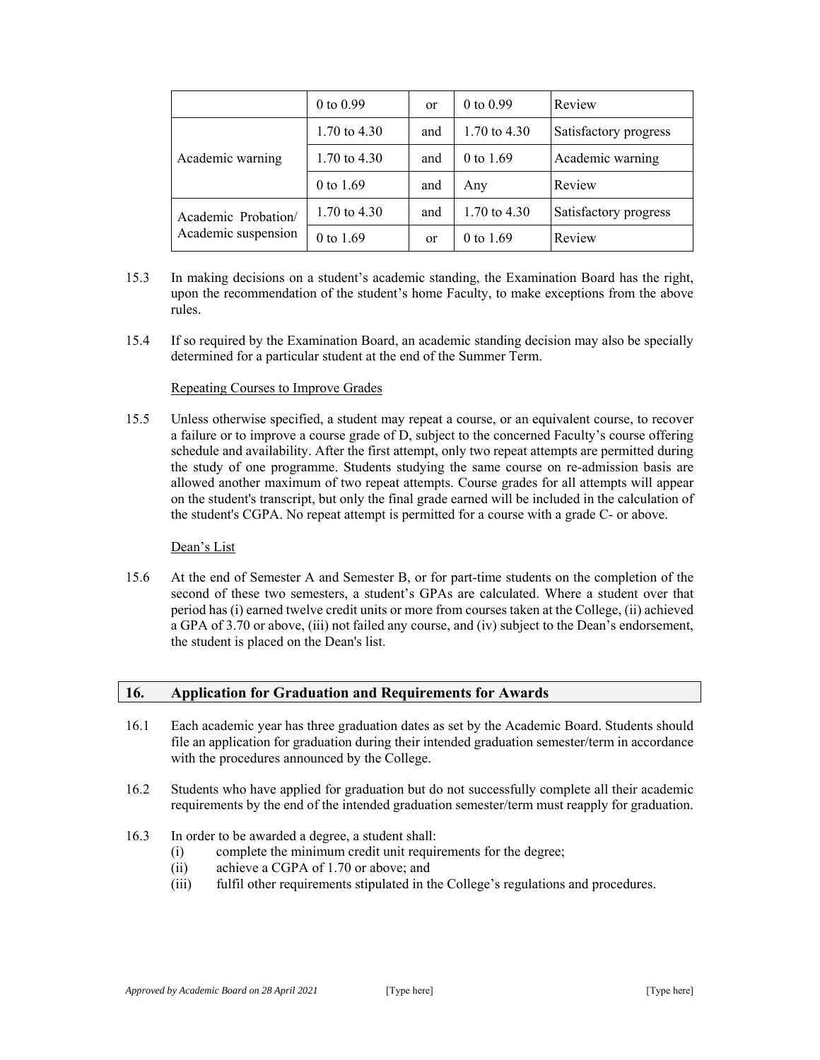| | | | | |
|---|---|---|---|---|
| | 0 to 0.99 | or | 0 to 0.99 | Review |
| Academic warning | 1.70 to 4.30 | and | 1.70 to 4.30 | Satisfactory progress |
| | 1.70 to 4.30 | and | 0 to 1.69 | Academic warning |
| | 0 to 1.69 | and | Any | Review |
| Academic Probation/ Academic suspension | 1.70 to 4.30 | and | 1.70 to 4.30 | Satisfactory progress |
| | 0 to 1.69 | or | 0 to 1.69 | Review |

15.3 In making decisions on a student's academic standing, the Examination Board has the right, upon the recommendation of the student's home Faculty, to make exceptions from the above rules.

15.4 If so required by the Examination Board, an academic standing decision may also be specially determined for a particular student at the end of the Summer Term.

Repeating Courses to Improve Grades

15.5 Unless otherwise specified, a student may repeat a course, or an equivalent course, to recover a failure or to improve a course grade of D, subject to the concerned Faculty's course offering schedule and availability. After the first attempt, only two repeat attempts are permitted during the study of one programme. Students studying the same course on re-admission basis are allowed another maximum of two repeat attempts. Course grades for all attempts will appear on the student's transcript, but only the final grade earned will be included in the calculation of the student's CGPA. No repeat attempt is permitted for a course with a grade C- or above.

Dean's List

15.6 At the end of Semester A and Semester B, or for part-time students on the completion of the second of these two semesters, a student's GPAs are calculated. Where a student over that period has (i) earned twelve credit units or more from courses taken at the College, (ii) achieved a GPA of 3.70 or above, (iii) not failed any course, and (iv) subject to the Dean's endorsement, the student is placed on the Dean's list.

## 16. Application for Graduation and Requirements for Awards

16.1 Each academic year has three graduation dates as set by the Academic Board. Students should file an application for graduation during their intended graduation semester/term in accordance with the procedures announced by the College.

16.2 Students who have applied for graduation but do not successfully complete all their academic requirements by the end of the intended graduation semester/term must reapply for graduation.

16.3 In order to be awarded a degree, a student shall:
- (i) complete the minimum credit unit requirements for the degree;
- (ii) achieve a CGPA of 1.70 or above; and
- (iii) fulfil other requirements stipulated in the College's regulations and procedures.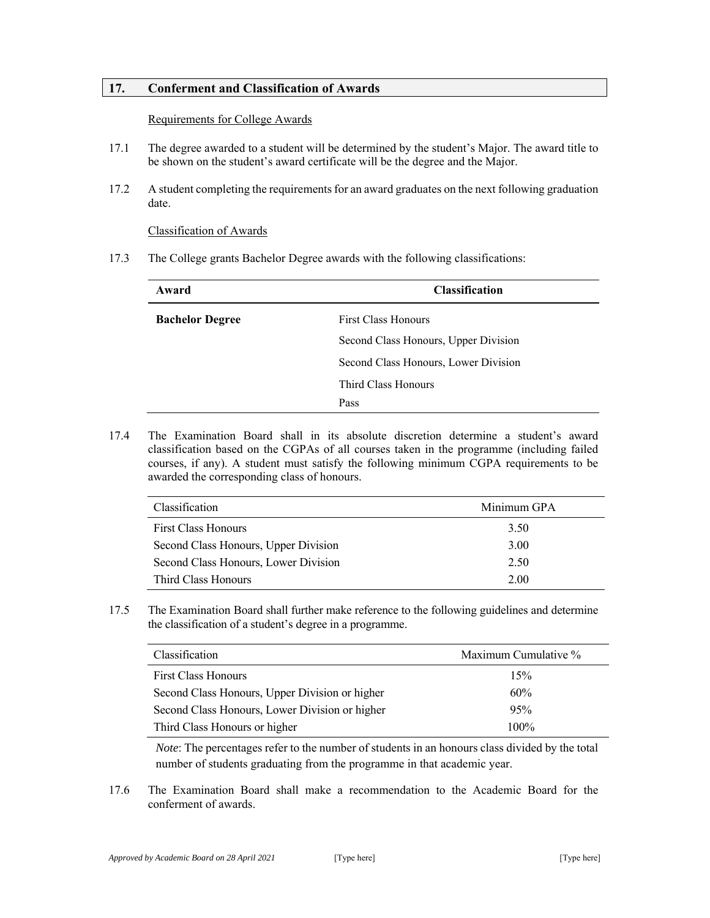## 17. Conferment and Classification of Awards

Requirements for College Awards

17.1 The degree awarded to a student will be determined by the student's Major. The award title to be shown on the student's award certificate will be the degree and the Major.

17.2 A student completing the requirements for an award graduates on the next following graduation date.

Classification of Awards

17.3 The College grants Bachelor Degree awards with the following classifications:

| Award | Classification |
| --- | --- |
| **Bachelor Degree** | First Class Honours |
| | Second Class Honours, Upper Division |
| | Second Class Honours, Lower Division |
| | Third Class Honours |
| | Pass |

17.4 The Examination Board shall in its absolute discretion determine a student's award classification based on the CGPAs of all courses taken in the programme (including failed courses, if any). A student must satisfy the following minimum CGPA requirements to be awarded the corresponding class of honours.

| Classification | Minimum GPA |
| --- | --- |
| First Class Honours | 3.50 |
| Second Class Honours, Upper Division | 3.00 |
| Second Class Honours, Lower Division | 2.50 |
| Third Class Honours | 2.00 |

17.5 The Examination Board shall further make reference to the following guidelines and determine the classification of a student's degree in a programme.

| Classification | Maximum Cumulative % |
| --- | --- |
| First Class Honours | 15% |
| Second Class Honours, Upper Division or higher | 60% |
| Second Class Honours, Lower Division or higher | 95% |
| Third Class Honours or higher | 100% |

*Note*: The percentages refer to the number of students in an honours class divided by the total number of students graduating from the programme in that academic year.

17.6 The Examination Board shall make a recommendation to the Academic Board for the conferment of awards.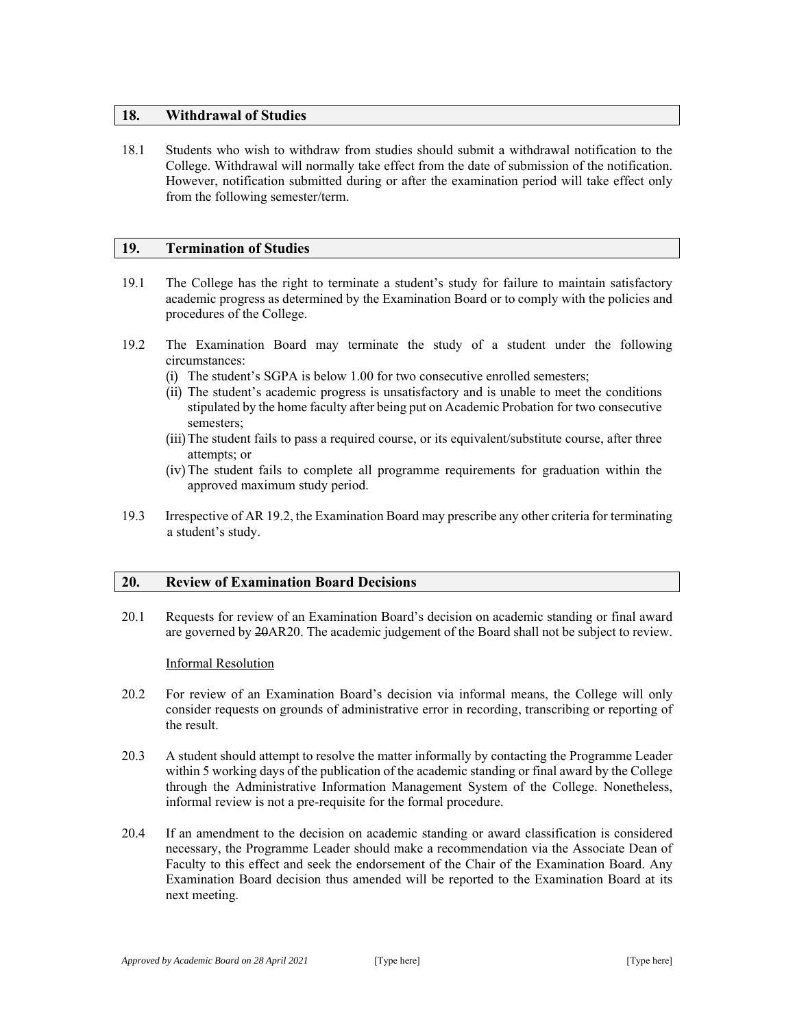## 18. Withdrawal of Studies

18.1 Students who wish to withdraw from studies should submit a withdrawal notification to the College. Withdrawal will normally take effect from the date of submission of the notification. However, notification submitted during or after the examination period will take effect only from the following semester/term.

## 19. Termination of Studies

19.1 The College has the right to terminate a student's study for failure to maintain satisfactory academic progress as determined by the Examination Board or to comply with the policies and procedures of the College.

19.2 The Examination Board may terminate the study of a student under the following circumstances:

(i) The student's SGPA is below 1.00 for two consecutive enrolled semesters;

(ii) The student's academic progress is unsatisfactory and is unable to meet the conditions stipulated by the home faculty after being put on Academic Probation for two consecutive semesters;

(iii) The student fails to pass a required course, or its equivalent/substitute course, after three attempts; or

(iv) The student fails to complete all programme requirements for graduation within the approved maximum study period.

19.3 Irrespective of AR 19.2, the Examination Board may prescribe any other criteria for terminating a student's study.

## 20. Review of Examination Board Decisions

20.1 Requests for review of an Examination Board's decision on academic standing or final award are governed by ~~20~~AR20. The academic judgement of the Board shall not be subject to review.

Informal Resolution

20.2 For review of an Examination Board's decision via informal means, the College will only consider requests on grounds of administrative error in recording, transcribing or reporting of the result.

20.3 A student should attempt to resolve the matter informally by contacting the Programme Leader within 5 working days of the publication of the academic standing or final award by the College through the Administrative Information Management System of the College. Nonetheless, informal review is not a pre-requisite for the formal procedure.

20.4 If an amendment to the decision on academic standing or award classification is considered necessary, the Programme Leader should make a recommendation via the Associate Dean of Faculty to this effect and seek the endorsement of the Chair of the Examination Board. Any Examination Board decision thus amended will be reported to the Examination Board at its next meeting.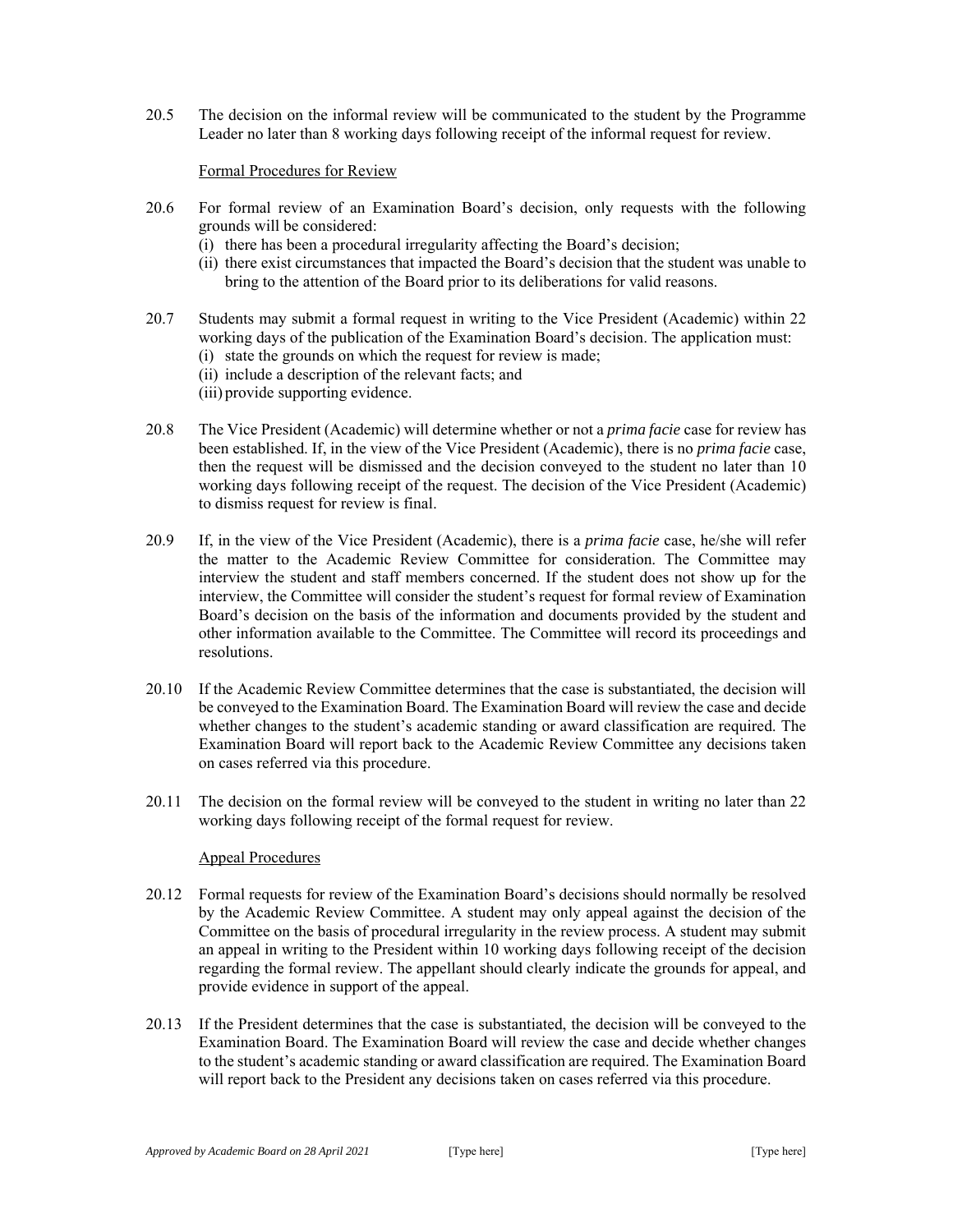20.5 The decision on the informal review will be communicated to the student by the Programme Leader no later than 8 working days following receipt of the informal request for review.

Formal Procedures for Review

20.6 For formal review of an Examination Board's decision, only requests with the following grounds will be considered:

(i) there has been a procedural irregularity affecting the Board's decision;

(ii) there exist circumstances that impacted the Board's decision that the student was unable to bring to the attention of the Board prior to its deliberations for valid reasons.

20.7 Students may submit a formal request in writing to the Vice President (Academic) within 22 working days of the publication of the Examination Board's decision. The application must:

(i) state the grounds on which the request for review is made;

(ii) include a description of the relevant facts; and

(iii) provide supporting evidence.

20.8 The Vice President (Academic) will determine whether or not a *prima facie* case for review has been established. If, in the view of the Vice President (Academic), there is no *prima facie* case, then the request will be dismissed and the decision conveyed to the student no later than 10 working days following receipt of the request. The decision of the Vice President (Academic) to dismiss request for review is final.

20.9 If, in the view of the Vice President (Academic), there is a *prima facie* case, he/she will refer the matter to the Academic Review Committee for consideration. The Committee may interview the student and staff members concerned. If the student does not show up for the interview, the Committee will consider the student's request for formal review of Examination Board's decision on the basis of the information and documents provided by the student and other information available to the Committee. The Committee will record its proceedings and resolutions.

20.10 If the Academic Review Committee determines that the case is substantiated, the decision will be conveyed to the Examination Board. The Examination Board will review the case and decide whether changes to the student's academic standing or award classification are required. The Examination Board will report back to the Academic Review Committee any decisions taken on cases referred via this procedure.

20.11 The decision on the formal review will be conveyed to the student in writing no later than 22 working days following receipt of the formal request for review.

Appeal Procedures

20.12 Formal requests for review of the Examination Board's decisions should normally be resolved by the Academic Review Committee. A student may only appeal against the decision of the Committee on the basis of procedural irregularity in the review process. A student may submit an appeal in writing to the President within 10 working days following receipt of the decision regarding the formal review. The appellant should clearly indicate the grounds for appeal, and provide evidence in support of the appeal.

20.13 If the President determines that the case is substantiated, the decision will be conveyed to the Examination Board. The Examination Board will review the case and decide whether changes to the student's academic standing or award classification are required. The Examination Board will report back to the President any decisions taken on cases referred via this procedure.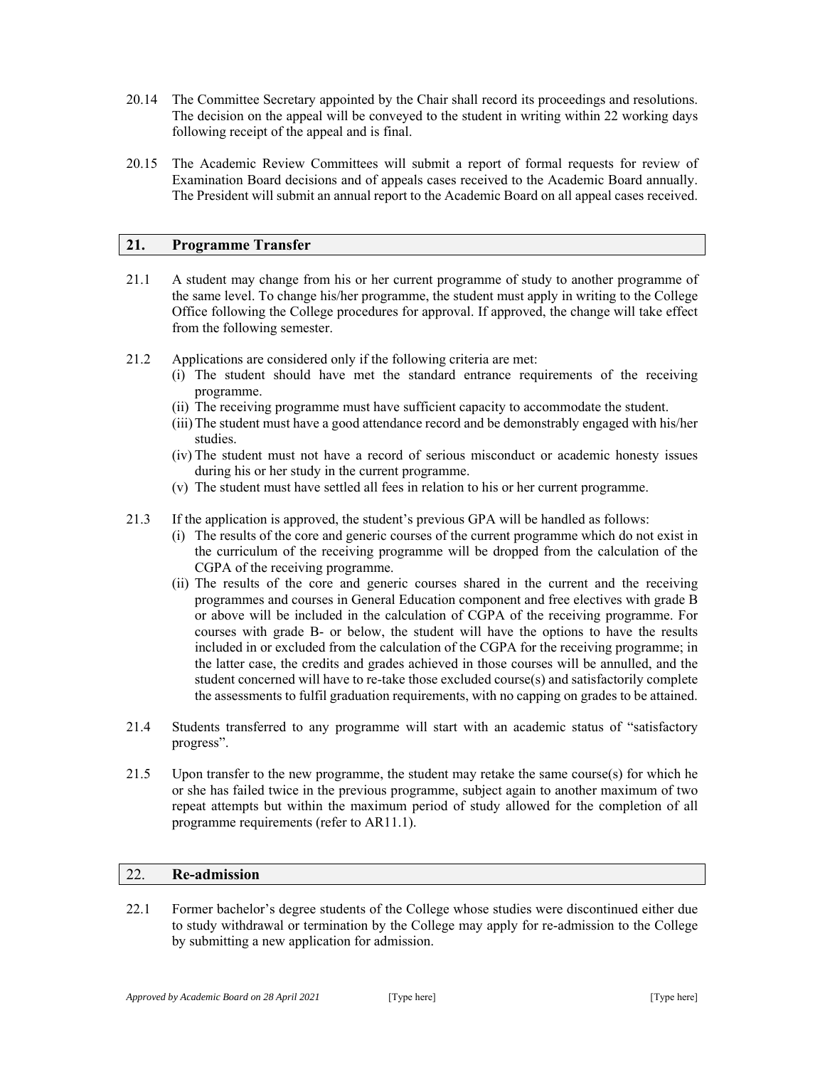20.14 The Committee Secretary appointed by the Chair shall record its proceedings and resolutions. The decision on the appeal will be conveyed to the student in writing within 22 working days following receipt of the appeal and is final.

20.15 The Academic Review Committees will submit a report of formal requests for review of Examination Board decisions and of appeals cases received to the Academic Board annually. The President will submit an annual report to the Academic Board on all appeal cases received.

## 21. Programme Transfer

21.1 A student may change from his or her current programme of study to another programme of the same level. To change his/her programme, the student must apply in writing to the College Office following the College procedures for approval. If approved, the change will take effect from the following semester.

21.2 Applications are considered only if the following criteria are met:

(i) The student should have met the standard entrance requirements of the receiving programme.

(ii) The receiving programme must have sufficient capacity to accommodate the student.

(iii) The student must have a good attendance record and be demonstrably engaged with his/her studies.

(iv) The student must not have a record of serious misconduct or academic honesty issues during his or her study in the current programme.

(v) The student must have settled all fees in relation to his or her current programme.

21.3 If the application is approved, the student's previous GPA will be handled as follows:

(i) The results of the core and generic courses of the current programme which do not exist in the curriculum of the receiving programme will be dropped from the calculation of the CGPA of the receiving programme.

(ii) The results of the core and generic courses shared in the current and the receiving programmes and courses in General Education component and free electives with grade B or above will be included in the calculation of CGPA of the receiving programme. For courses with grade B- or below, the student will have the options to have the results included in or excluded from the calculation of the CGPA for the receiving programme; in the latter case, the credits and grades achieved in those courses will be annulled, and the student concerned will have to re-take those excluded course(s) and satisfactorily complete the assessments to fulfil graduation requirements, with no capping on grades to be attained.

21.4 Students transferred to any programme will start with an academic status of "satisfactory progress".

21.5 Upon transfer to the new programme, the student may retake the same course(s) for which he or she has failed twice in the previous programme, subject again to another maximum of two repeat attempts but within the maximum period of study allowed for the completion of all programme requirements (refer to AR11.1).

## 22. Re-admission

22.1 Former bachelor's degree students of the College whose studies were discontinued either due to study withdrawal or termination by the College may apply for re-admission to the College by submitting a new application for admission.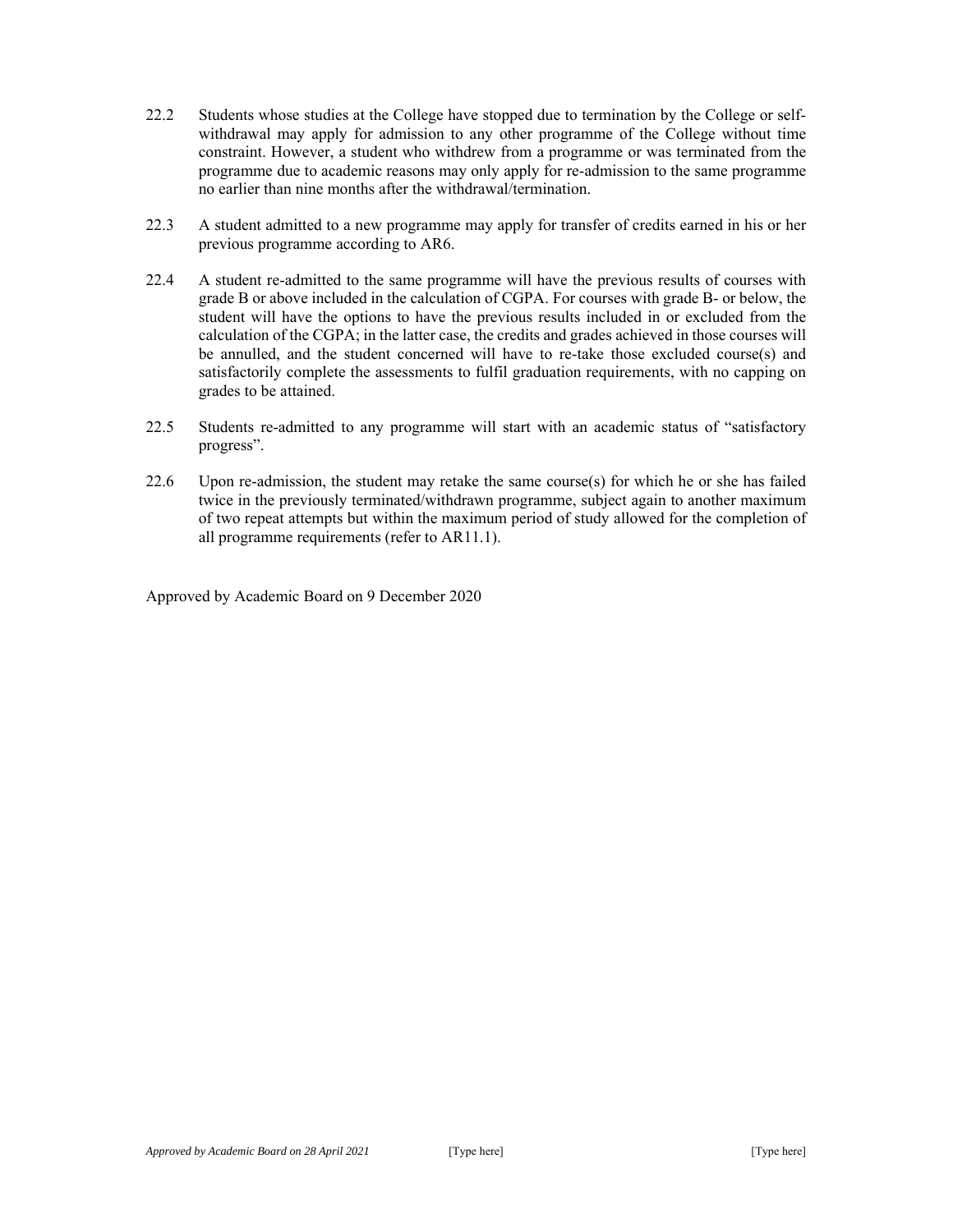22.2 Students whose studies at the College have stopped due to termination by the College or self-withdrawal may apply for admission to any other programme of the College without time constraint. However, a student who withdrew from a programme or was terminated from the programme due to academic reasons may only apply for re-admission to the same programme no earlier than nine months after the withdrawal/termination.

22.3 A student admitted to a new programme may apply for transfer of credits earned in his or her previous programme according to AR6.

22.4 A student re-admitted to the same programme will have the previous results of courses with grade B or above included in the calculation of CGPA. For courses with grade B- or below, the student will have the options to have the previous results included in or excluded from the calculation of the CGPA; in the latter case, the credits and grades achieved in those courses will be annulled, and the student concerned will have to re-take those excluded course(s) and satisfactorily complete the assessments to fulfil graduation requirements, with no capping on grades to be attained.

22.5 Students re-admitted to any programme will start with an academic status of "satisfactory progress".

22.6 Upon re-admission, the student may retake the same course(s) for which he or she has failed twice in the previously terminated/withdrawn programme, subject again to another maximum of two repeat attempts but within the maximum period of study allowed for the completion of all programme requirements (refer to AR11.1).

Approved by Academic Board on 9 December 2020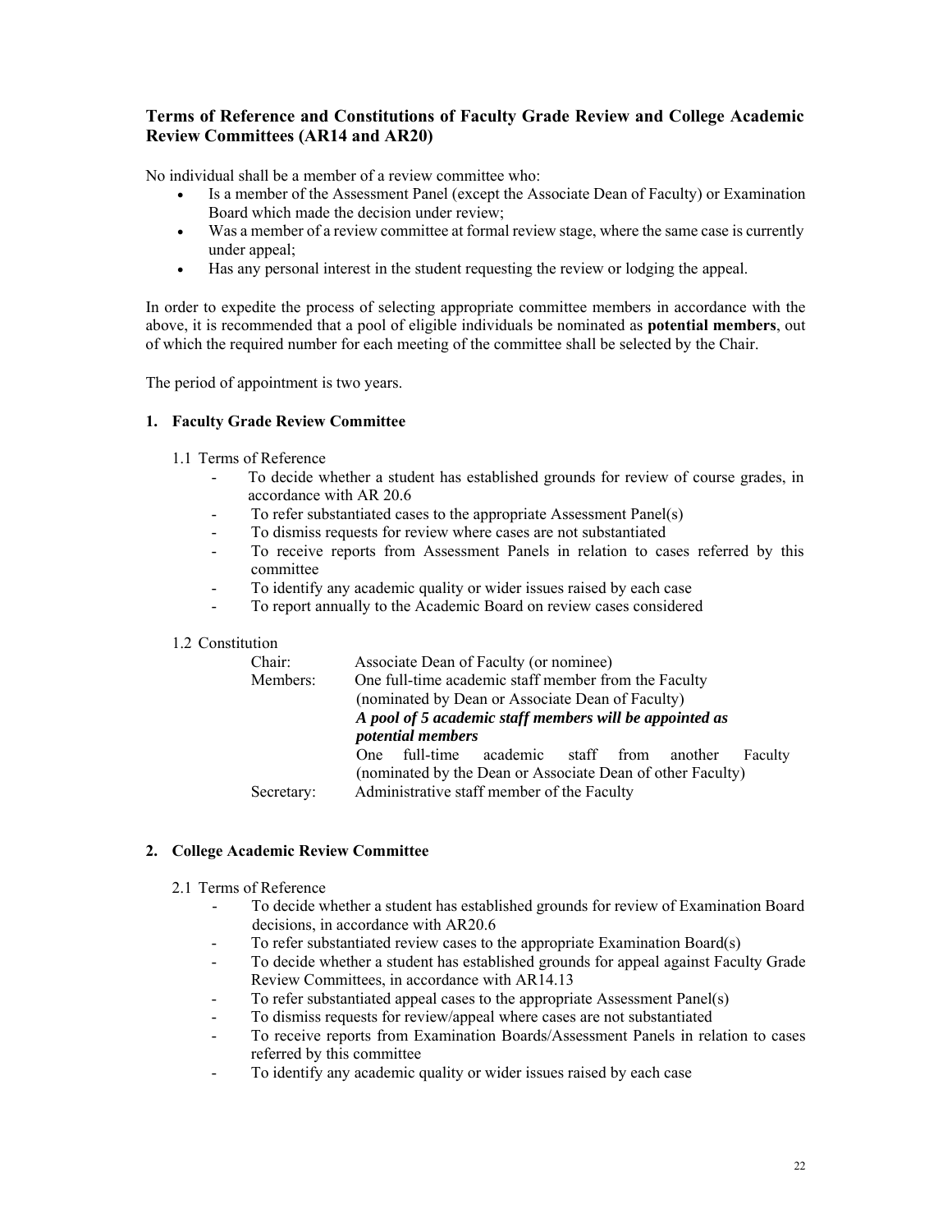## Terms of Reference and Constitutions of Faculty Grade Review and College Academic Review Committees (AR14 and AR20)

No individual shall be a member of a review committee who:

- Is a member of the Assessment Panel (except the Associate Dean of Faculty) or Examination Board which made the decision under review;
- Was a member of a review committee at formal review stage, where the same case is currently under appeal;
- Has any personal interest in the student requesting the review or lodging the appeal.

In order to expedite the process of selecting appropriate committee members in accordance with the above, it is recommended that a pool of eligible individuals be nominated as **potential members**, out of which the required number for each meeting of the committee shall be selected by the Chair.

The period of appointment is two years.

### 1. Faculty Grade Review Committee

1.1 Terms of Reference

- To decide whether a student has established grounds for review of course grades, in accordance with AR 20.6
- To refer substantiated cases to the appropriate Assessment Panel(s)
- To dismiss requests for review where cases are not substantiated
- To receive reports from Assessment Panels in relation to cases referred by this committee
- To identify any academic quality or wider issues raised by each case
- To report annually to the Academic Board on review cases considered

1.2 Constitution

| | |
|---|---|
| Chair: | Associate Dean of Faculty (or nominee) |
| Members: | One full-time academic staff member from the Faculty (nominated by Dean or Associate Dean of Faculty)<br>***A pool of 5 academic staff members will be appointed as potential members***<br>One full-time academic staff from another Faculty (nominated by the Dean or Associate Dean of other Faculty) |
| Secretary: | Administrative staff member of the Faculty |

### 2. College Academic Review Committee

2.1 Terms of Reference

- To decide whether a student has established grounds for review of Examination Board decisions, in accordance with AR20.6
- To refer substantiated review cases to the appropriate Examination Board(s)
- To decide whether a student has established grounds for appeal against Faculty Grade Review Committees, in accordance with AR14.13
- To refer substantiated appeal cases to the appropriate Assessment Panel(s)
- To dismiss requests for review/appeal where cases are not substantiated
- To receive reports from Examination Boards/Assessment Panels in relation to cases referred by this committee
- To identify any academic quality or wider issues raised by each case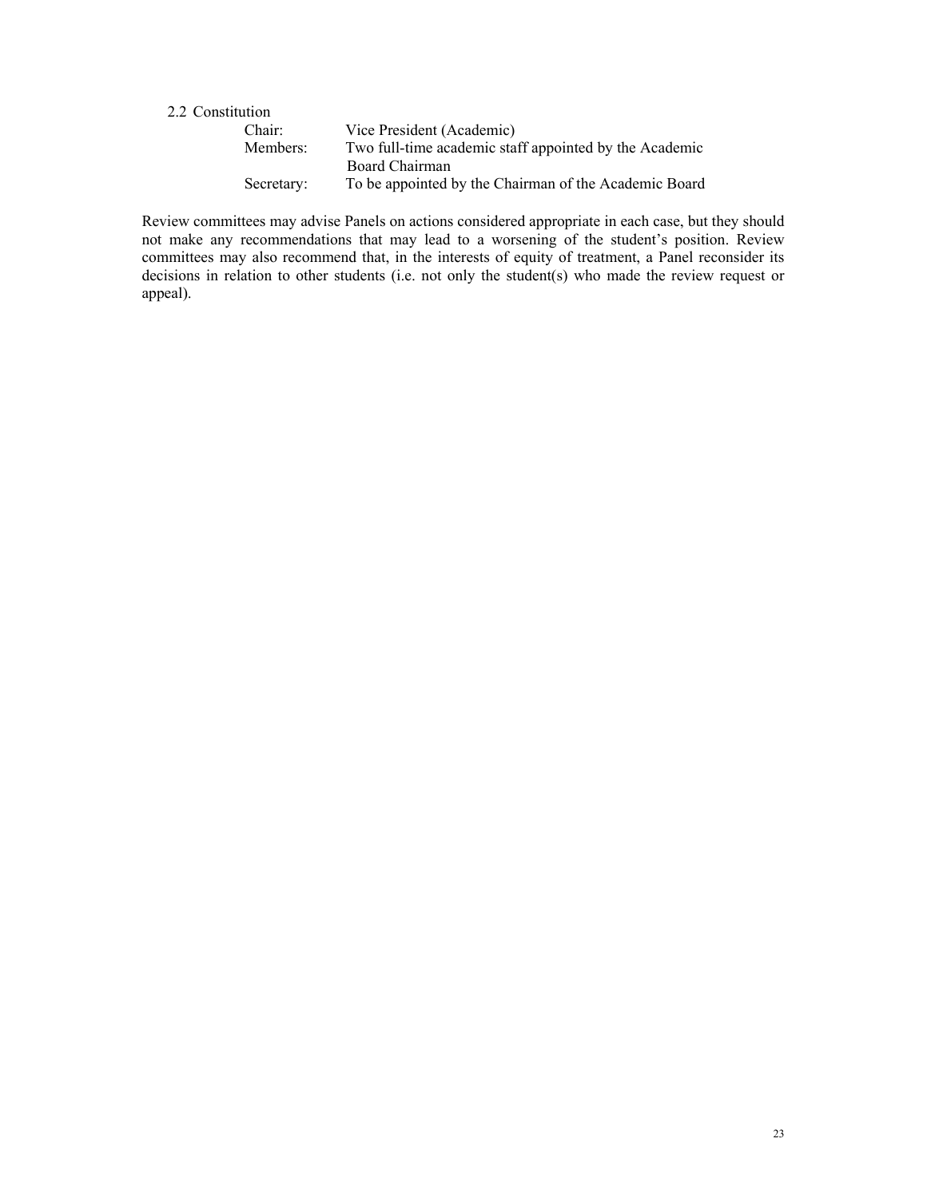2.2 Constitution

| | |
|---|---|
| Chair: | Vice President (Academic) |
| Members: | Two full-time academic staff appointed by the Academic Board Chairman |
| Secretary: | To be appointed by the Chairman of the Academic Board |

Review committees may advise Panels on actions considered appropriate in each case, but they should not make any recommendations that may lead to a worsening of the student's position. Review committees may also recommend that, in the interests of equity of treatment, a Panel reconsider its decisions in relation to other students (i.e. not only the student(s) who made the review request or appeal).